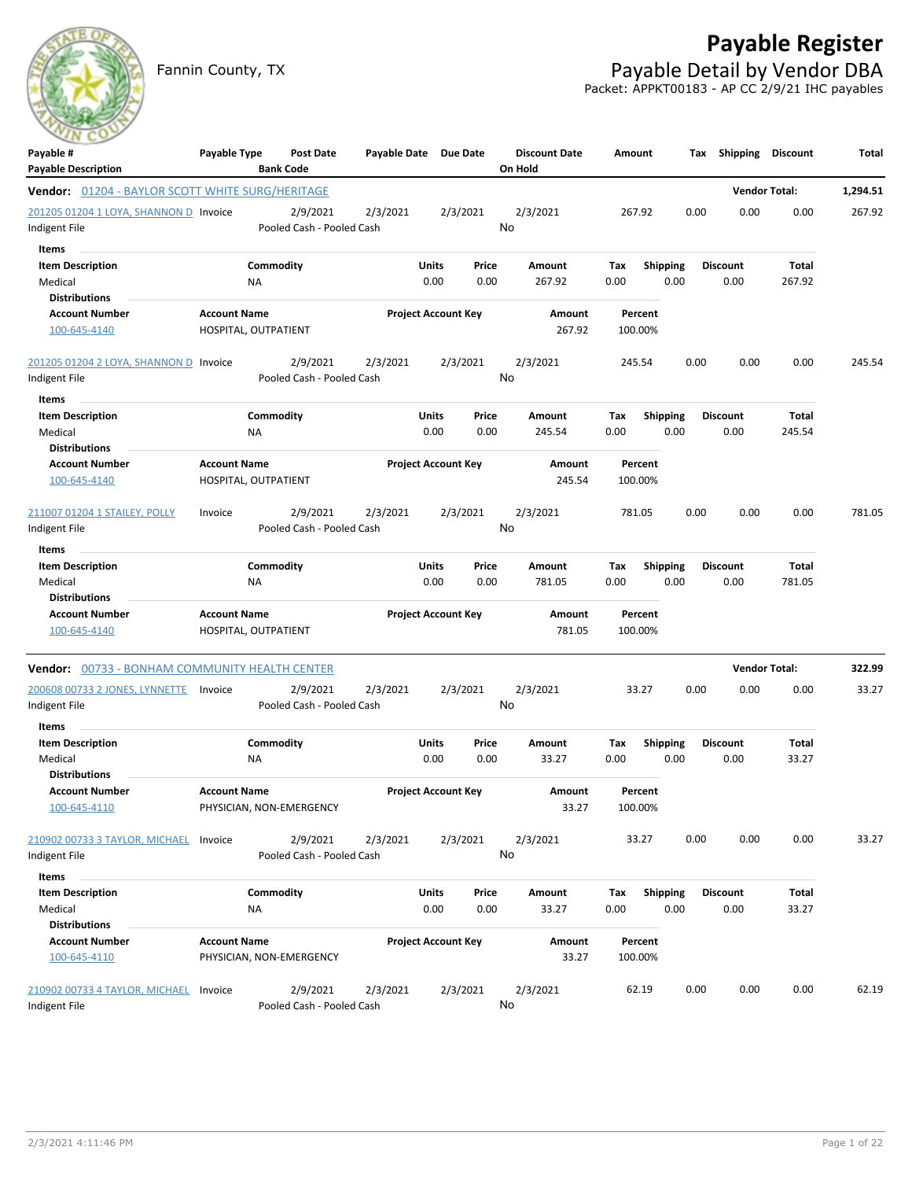# Payable Register

Fannin County, TX

## Payable Detail by Vendor DBA

Packet: APPKT00183 - AP CC 2/9/21 IHC payables

| Payable # / Payable Description | Payable Type | Post Date / Bank Code | Payable Date | Due Date | Discount Date / On Hold | Amount | Tax | Shipping | Discount | Total |
|---|---|---|---|---|---|---|---|---|---|---|

### Vendor: 01204 - BAYLOR SCOTT WHITE SURG/HERITAGE — Vendor Total: 1,294.51

| Payable # | Payable Type | Post Date | Payable Date | Due Date | Discount Date | Amount | Tax | Shipping | Discount | Total |
|---|---|---|---|---|---|---|---|---|---|---|
| 201205 01204 1 LOYA, SHANNON D | Invoice | 2/9/2021 | 2/3/2021 | 2/3/2021 | 2/3/2021 | 267.92 | 0.00 | 0.00 | 0.00 | 267.92 |
| Indigent File | | Pooled Cash - Pooled Cash | | | No | | | | | |

**Items**

| Item Description | Commodity | Units | Price | Amount | Tax | Shipping | Discount | Total |
|---|---|---|---|---|---|---|---|---|
| Medical | NA | 0.00 | 0.00 | 267.92 | 0.00 | 0.00 | 0.00 | 267.92 |

**Distributions**

| Account Number | Account Name | Project Account Key | Amount | Percent |
|---|---|---|---|---|
| 100-645-4140 | HOSPITAL, OUTPATIENT | | 267.92 | 100.00% |

| Payable # | Payable Type | Post Date | Payable Date | Due Date | Discount Date | Amount | Tax | Shipping | Discount | Total |
|---|---|---|---|---|---|---|---|---|---|---|
| 201205 01204 2 LOYA, SHANNON D | Invoice | 2/9/2021 | 2/3/2021 | 2/3/2021 | 2/3/2021 | 245.54 | 0.00 | 0.00 | 0.00 | 245.54 |
| Indigent File | | Pooled Cash - Pooled Cash | | | No | | | | | |

**Items**

| Item Description | Commodity | Units | Price | Amount | Tax | Shipping | Discount | Total |
|---|---|---|---|---|---|---|---|---|
| Medical | NA | 0.00 | 0.00 | 245.54 | 0.00 | 0.00 | 0.00 | 245.54 |

**Distributions**

| Account Number | Account Name | Project Account Key | Amount | Percent |
|---|---|---|---|---|
| 100-645-4140 | HOSPITAL, OUTPATIENT | | 245.54 | 100.00% |

| Payable # | Payable Type | Post Date | Payable Date | Due Date | Discount Date | Amount | Tax | Shipping | Discount | Total |
|---|---|---|---|---|---|---|---|---|---|---|
| 211007 01204 1 STAILEY, POLLY | Invoice | 2/9/2021 | 2/3/2021 | 2/3/2021 | 2/3/2021 | 781.05 | 0.00 | 0.00 | 0.00 | 781.05 |
| Indigent File | | Pooled Cash - Pooled Cash | | | No | | | | | |

**Items**

| Item Description | Commodity | Units | Price | Amount | Tax | Shipping | Discount | Total |
|---|---|---|---|---|---|---|---|---|
| Medical | NA | 0.00 | 0.00 | 781.05 | 0.00 | 0.00 | 0.00 | 781.05 |

**Distributions**

| Account Number | Account Name | Project Account Key | Amount | Percent |
|---|---|---|---|---|
| 100-645-4140 | HOSPITAL, OUTPATIENT | | 781.05 | 100.00% |

### Vendor: 00733 - BONHAM COMMUNITY HEALTH CENTER — Vendor Total: 322.99

| Payable # | Payable Type | Post Date | Payable Date | Due Date | Discount Date | Amount | Tax | Shipping | Discount | Total |
|---|---|---|---|---|---|---|---|---|---|---|
| 200608 00733 2 JONES, LYNNETTE | Invoice | 2/9/2021 | 2/3/2021 | 2/3/2021 | 2/3/2021 | 33.27 | 0.00 | 0.00 | 0.00 | 33.27 |
| Indigent File | | Pooled Cash - Pooled Cash | | | No | | | | | |

**Items**

| Item Description | Commodity | Units | Price | Amount | Tax | Shipping | Discount | Total |
|---|---|---|---|---|---|---|---|---|
| Medical | NA | 0.00 | 0.00 | 33.27 | 0.00 | 0.00 | 0.00 | 33.27 |

**Distributions**

| Account Number | Account Name | Project Account Key | Amount | Percent |
|---|---|---|---|---|
| 100-645-4110 | PHYSICIAN, NON-EMERGENCY | | 33.27 | 100.00% |

| Payable # | Payable Type | Post Date | Payable Date | Due Date | Discount Date | Amount | Tax | Shipping | Discount | Total |
|---|---|---|---|---|---|---|---|---|---|---|
| 210902 00733 3 TAYLOR, MICHAEL | Invoice | 2/9/2021 | 2/3/2021 | 2/3/2021 | 2/3/2021 | 33.27 | 0.00 | 0.00 | 0.00 | 33.27 |
| Indigent File | | Pooled Cash - Pooled Cash | | | No | | | | | |

**Items**

| Item Description | Commodity | Units | Price | Amount | Tax | Shipping | Discount | Total |
|---|---|---|---|---|---|---|---|---|
| Medical | NA | 0.00 | 0.00 | 33.27 | 0.00 | 0.00 | 0.00 | 33.27 |

**Distributions**

| Account Number | Account Name | Project Account Key | Amount | Percent |
|---|---|---|---|---|
| 100-645-4110 | PHYSICIAN, NON-EMERGENCY | | 33.27 | 100.00% |

| Payable # | Payable Type | Post Date | Payable Date | Due Date | Discount Date | Amount | Tax | Shipping | Discount | Total |
|---|---|---|---|---|---|---|---|---|---|---|
| 210902 00733 4 TAYLOR, MICHAEL | Invoice | 2/9/2021 | 2/3/2021 | 2/3/2021 | 2/3/2021 | 62.19 | 0.00 | 0.00 | 0.00 | 62.19 |
| Indigent File | | Pooled Cash - Pooled Cash | | | No | | | | | |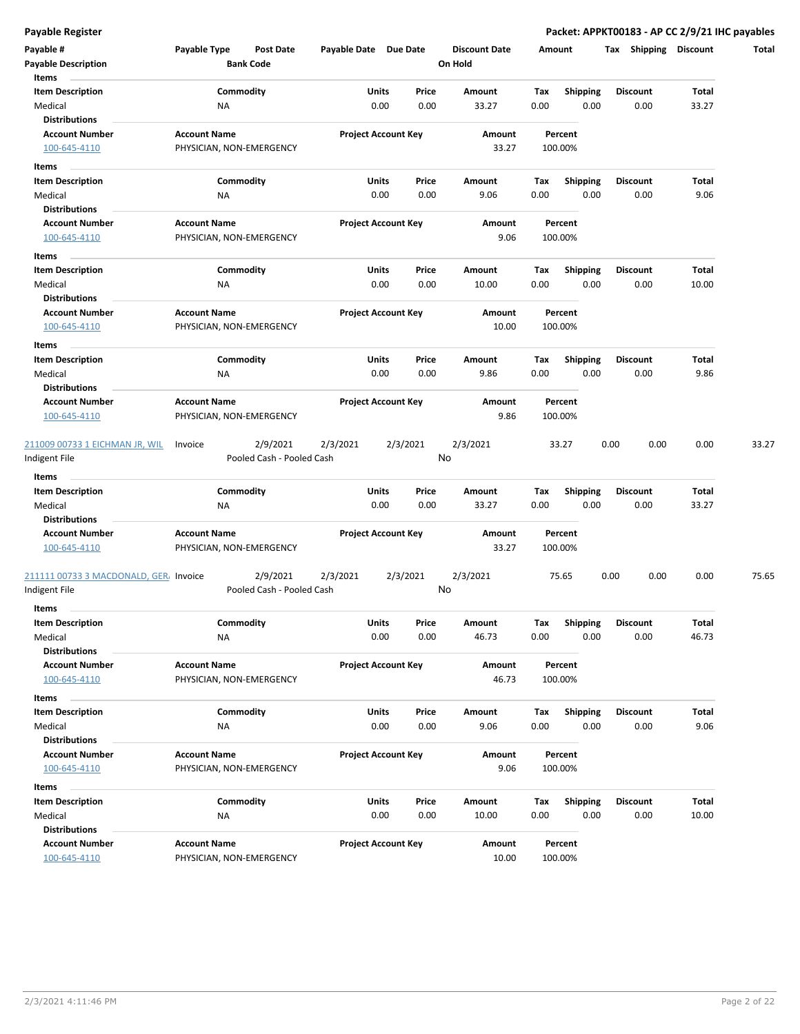| Payable # | Payable Type | Post Date | Payable Date | Due Date | Discount Date | Amount | Tax | Shipping | Discount | Total |
|---|---|---|---|---|---|---|---|---|---|---|
| Payable Description | | Bank Code | | | On Hold | | | | | |

**Items**

| Item Description | Commodity | Units | Price | Amount | Tax | Shipping | Discount | Total |
|---|---|---|---|---|---|---|---|---|
| Medical | NA | 0.00 | 0.00 | 33.27 | 0.00 | 0.00 | 0.00 | 33.27 |

**Distributions**

| Account Number | Account Name | Project Account Key | Amount | Percent |
|---|---|---|---|---|
| 100-645-4110 | PHYSICIAN, NON-EMERGENCY | | 33.27 | 100.00% |

**Items**

| Item Description | Commodity | Units | Price | Amount | Tax | Shipping | Discount | Total |
|---|---|---|---|---|---|---|---|---|
| Medical | NA | 0.00 | 0.00 | 9.06 | 0.00 | 0.00 | 0.00 | 9.06 |

**Distributions**

| Account Number | Account Name | Project Account Key | Amount | Percent |
|---|---|---|---|---|
| 100-645-4110 | PHYSICIAN, NON-EMERGENCY | | 9.06 | 100.00% |

**Items**

| Item Description | Commodity | Units | Price | Amount | Tax | Shipping | Discount | Total |
|---|---|---|---|---|---|---|---|---|
| Medical | NA | 0.00 | 0.00 | 10.00 | 0.00 | 0.00 | 0.00 | 10.00 |

**Distributions**

| Account Number | Account Name | Project Account Key | Amount | Percent |
|---|---|---|---|---|
| 100-645-4110 | PHYSICIAN, NON-EMERGENCY | | 10.00 | 100.00% |

**Items**

| Item Description | Commodity | Units | Price | Amount | Tax | Shipping | Discount | Total |
|---|---|---|---|---|---|---|---|---|
| Medical | NA | 0.00 | 0.00 | 9.86 | 0.00 | 0.00 | 0.00 | 9.86 |

**Distributions**

| Account Number | Account Name | Project Account Key | Amount | Percent |
|---|---|---|---|---|
| 100-645-4110 | PHYSICIAN, NON-EMERGENCY | | 9.86 | 100.00% |

| Payable # | Payable Type | Post Date | Payable Date | Due Date | Discount Date | Amount | Tax | Shipping | Discount | Total |
|---|---|---|---|---|---|---|---|---|---|---|
| 211009 00733 1 EICHMAN JR, WIL | Invoice | 2/9/2021 | 2/3/2021 | 2/3/2021 | 2/3/2021 | 33.27 | 0.00 | 0.00 | 0.00 | 33.27 |
| Indigent File | | Pooled Cash - Pooled Cash | | | No | | | | | |

**Items**

| Item Description | Commodity | Units | Price | Amount | Tax | Shipping | Discount | Total |
|---|---|---|---|---|---|---|---|---|
| Medical | NA | 0.00 | 0.00 | 33.27 | 0.00 | 0.00 | 0.00 | 33.27 |

**Distributions**

| Account Number | Account Name | Project Account Key | Amount | Percent |
|---|---|---|---|---|
| 100-645-4110 | PHYSICIAN, NON-EMERGENCY | | 33.27 | 100.00% |

| Payable # | Payable Type | Post Date | Payable Date | Due Date | Discount Date | Amount | Tax | Shipping | Discount | Total |
|---|---|---|---|---|---|---|---|---|---|---|
| 211111 00733 3 MACDONALD, GER/ | Invoice | 2/9/2021 | 2/3/2021 | 2/3/2021 | 2/3/2021 | 75.65 | 0.00 | 0.00 | 0.00 | 75.65 |
| Indigent File | | Pooled Cash - Pooled Cash | | | No | | | | | |

**Items**

| Item Description | Commodity | Units | Price | Amount | Tax | Shipping | Discount | Total |
|---|---|---|---|---|---|---|---|---|
| Medical | NA | 0.00 | 0.00 | 46.73 | 0.00 | 0.00 | 0.00 | 46.73 |

**Distributions**

| Account Number | Account Name | Project Account Key | Amount | Percent |
|---|---|---|---|---|
| 100-645-4110 | PHYSICIAN, NON-EMERGENCY | | 46.73 | 100.00% |

**Items**

| Item Description | Commodity | Units | Price | Amount | Tax | Shipping | Discount | Total |
|---|---|---|---|---|---|---|---|---|
| Medical | NA | 0.00 | 0.00 | 9.06 | 0.00 | 0.00 | 0.00 | 9.06 |

**Distributions**

| Account Number | Account Name | Project Account Key | Amount | Percent |
|---|---|---|---|---|
| 100-645-4110 | PHYSICIAN, NON-EMERGENCY | | 9.06 | 100.00% |

**Items**

| Item Description | Commodity | Units | Price | Amount | Tax | Shipping | Discount | Total |
|---|---|---|---|---|---|---|---|---|
| Medical | NA | 0.00 | 0.00 | 10.00 | 0.00 | 0.00 | 0.00 | 10.00 |

**Distributions**

| Account Number | Account Name | Project Account Key | Amount | Percent |
|---|---|---|---|---|
| 100-645-4110 | PHYSICIAN, NON-EMERGENCY | | 10.00 | 100.00% |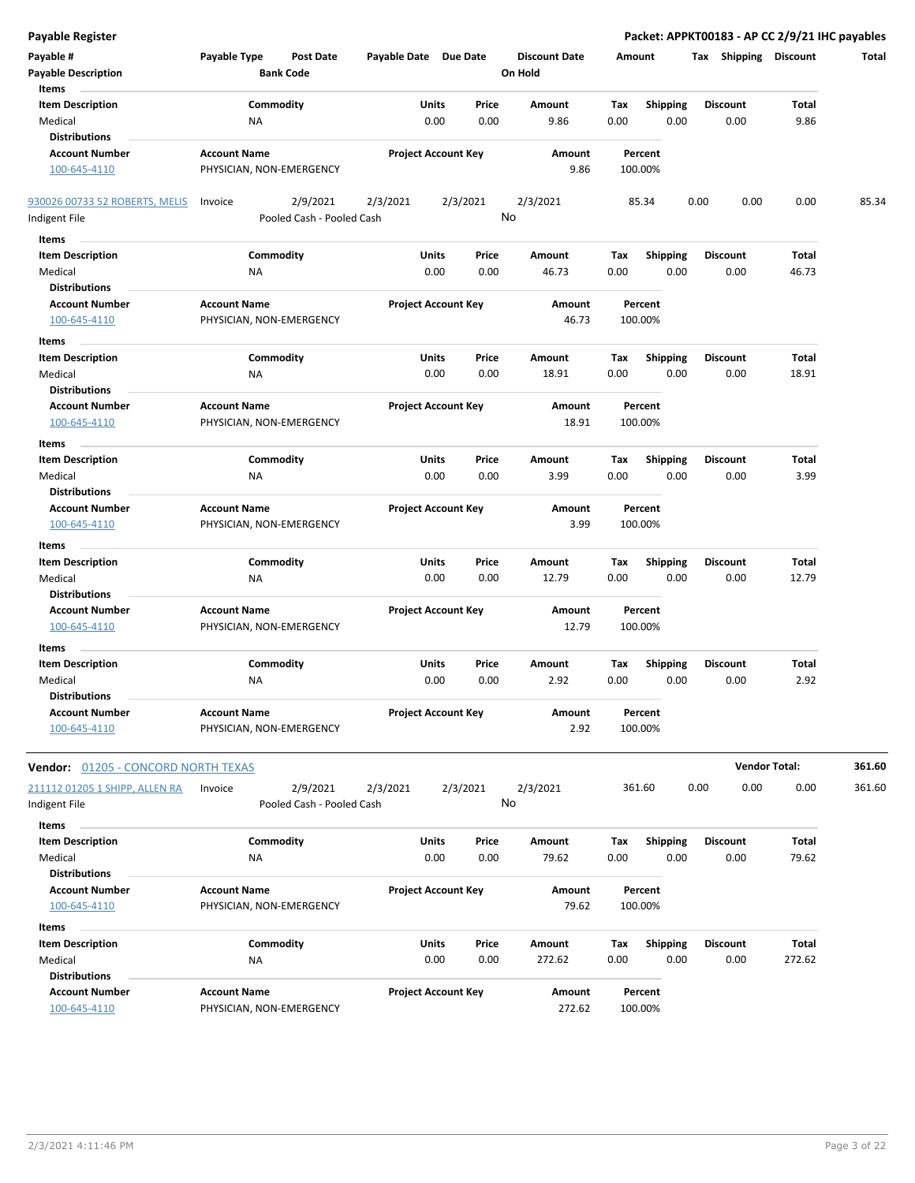**Payable Register** — **Packet: APPKT00183 - AP CC 2/9/21 IHC payables**

| Payable # / Payable Description | Payable Type | Post Date / Bank Code | Payable Date | Due Date | Discount Date / On Hold | Amount | Tax | Shipping | Discount | Total |
|---|---|---|---|---|---|---|---|---|---|---|

**Items**

| Item Description | Commodity | Units | Price | Amount | Tax | Shipping | Discount | Total |
|---|---|---|---|---|---|---|---|---|
| Medical | NA | 0.00 | 0.00 | 9.86 | 0.00 | 0.00 | 0.00 | 9.86 |

**Distributions**

| Account Number | Account Name | Project Account Key | Amount | Percent |
|---|---|---|---|---|
| 100-645-4110 | PHYSICIAN, NON-EMERGENCY | | 9.86 | 100.00% |

| Payable # | Payable Type | Post Date | Payable Date | Due Date | Discount Date | Amount | Tax | Shipping | Discount | Total |
|---|---|---|---|---|---|---|---|---|---|---|
| 930026 00733 52 ROBERTS, MELIS | Invoice | 2/9/2021 | 2/3/2021 | 2/3/2021 | 2/3/2021 | 85.34 | 0.00 | 0.00 | 0.00 | 85.34 |
| Indigent File | | Pooled Cash - Pooled Cash | | | No | | | | | |

**Items**

| Item Description | Commodity | Units | Price | Amount | Tax | Shipping | Discount | Total |
|---|---|---|---|---|---|---|---|---|
| Medical | NA | 0.00 | 0.00 | 46.73 | 0.00 | 0.00 | 0.00 | 46.73 |

**Distributions**

| Account Number | Account Name | Project Account Key | Amount | Percent |
|---|---|---|---|---|
| 100-645-4110 | PHYSICIAN, NON-EMERGENCY | | 46.73 | 100.00% |

**Items**

| Item Description | Commodity | Units | Price | Amount | Tax | Shipping | Discount | Total |
|---|---|---|---|---|---|---|---|---|
| Medical | NA | 0.00 | 0.00 | 18.91 | 0.00 | 0.00 | 0.00 | 18.91 |

**Distributions**

| Account Number | Account Name | Project Account Key | Amount | Percent |
|---|---|---|---|---|
| 100-645-4110 | PHYSICIAN, NON-EMERGENCY | | 18.91 | 100.00% |

**Items**

| Item Description | Commodity | Units | Price | Amount | Tax | Shipping | Discount | Total |
|---|---|---|---|---|---|---|---|---|
| Medical | NA | 0.00 | 0.00 | 3.99 | 0.00 | 0.00 | 0.00 | 3.99 |

**Distributions**

| Account Number | Account Name | Project Account Key | Amount | Percent |
|---|---|---|---|---|
| 100-645-4110 | PHYSICIAN, NON-EMERGENCY | | 3.99 | 100.00% |

**Items**

| Item Description | Commodity | Units | Price | Amount | Tax | Shipping | Discount | Total |
|---|---|---|---|---|---|---|---|---|
| Medical | NA | 0.00 | 0.00 | 12.79 | 0.00 | 0.00 | 0.00 | 12.79 |

**Distributions**

| Account Number | Account Name | Project Account Key | Amount | Percent |
|---|---|---|---|---|
| 100-645-4110 | PHYSICIAN, NON-EMERGENCY | | 12.79 | 100.00% |

**Items**

| Item Description | Commodity | Units | Price | Amount | Tax | Shipping | Discount | Total |
|---|---|---|---|---|---|---|---|---|
| Medical | NA | 0.00 | 0.00 | 2.92 | 0.00 | 0.00 | 0.00 | 2.92 |

**Distributions**

| Account Number | Account Name | Project Account Key | Amount | Percent |
|---|---|---|---|---|
| 100-645-4110 | PHYSICIAN, NON-EMERGENCY | | 2.92 | 100.00% |

**Vendor:** 01205 - CONCORD NORTH TEXAS — **Vendor Total: 361.60**

| Payable # | Payable Type | Post Date | Payable Date | Due Date | Discount Date | Amount | Tax | Shipping | Discount | Total |
|---|---|---|---|---|---|---|---|---|---|---|
| 211112 01205 1 SHIPP, ALLEN RA | Invoice | 2/9/2021 | 2/3/2021 | 2/3/2021 | 2/3/2021 | 361.60 | 0.00 | 0.00 | 0.00 | 361.60 |
| Indigent File | | Pooled Cash - Pooled Cash | | | No | | | | | |

**Items**

| Item Description | Commodity | Units | Price | Amount | Tax | Shipping | Discount | Total |
|---|---|---|---|---|---|---|---|---|
| Medical | NA | 0.00 | 0.00 | 79.62 | 0.00 | 0.00 | 0.00 | 79.62 |

**Distributions**

| Account Number | Account Name | Project Account Key | Amount | Percent |
|---|---|---|---|---|
| 100-645-4110 | PHYSICIAN, NON-EMERGENCY | | 79.62 | 100.00% |

**Items**

| Item Description | Commodity | Units | Price | Amount | Tax | Shipping | Discount | Total |
|---|---|---|---|---|---|---|---|---|
| Medical | NA | 0.00 | 0.00 | 272.62 | 0.00 | 0.00 | 0.00 | 272.62 |

**Distributions**

| Account Number | Account Name | Project Account Key | Amount | Percent |
|---|---|---|---|---|
| 100-645-4110 | PHYSICIAN, NON-EMERGENCY | | 272.62 | 100.00% |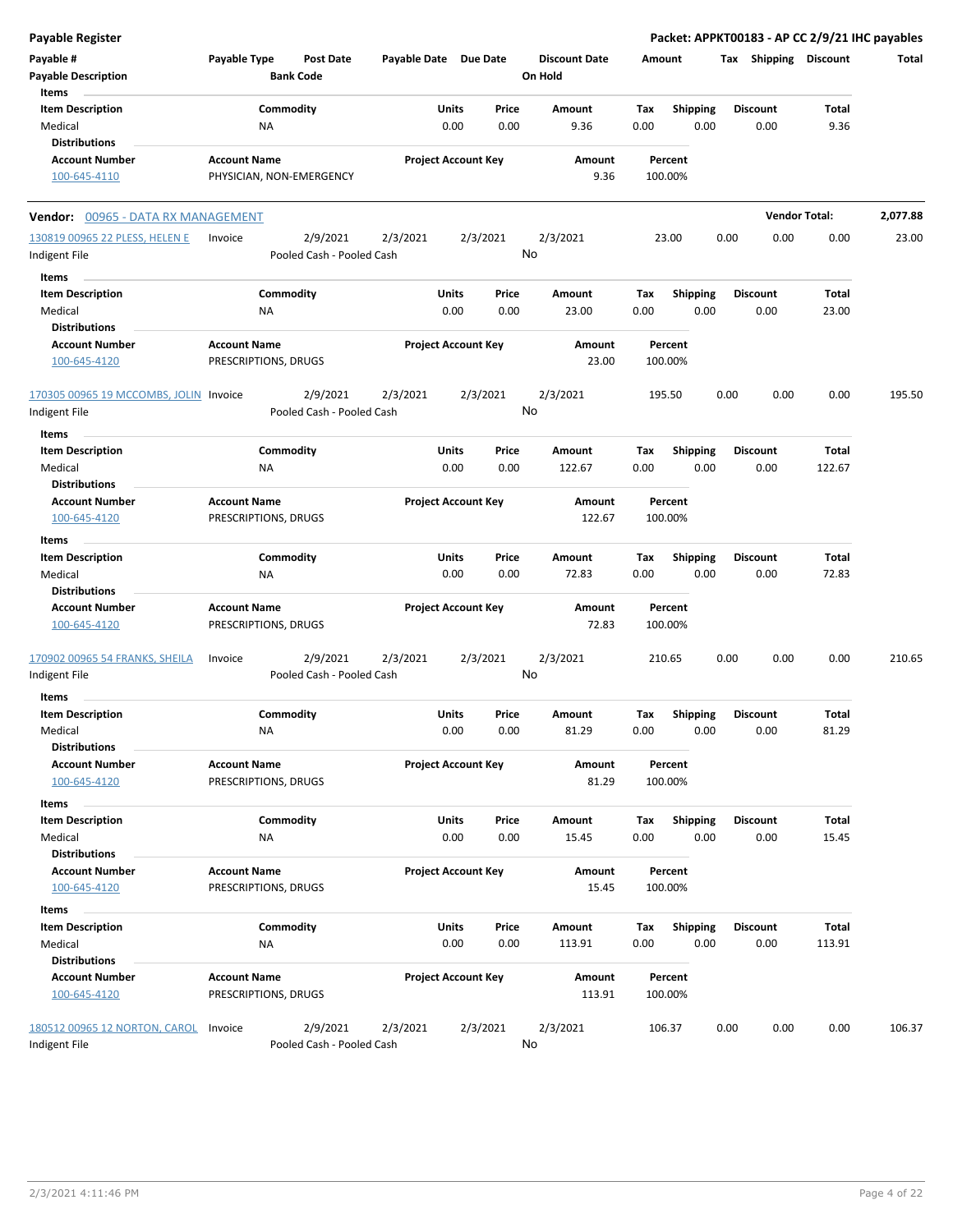**Payable Register** — **Packet: APPKT00183 - AP CC 2/9/21 IHC payables**

| Payable # / Payable Description | Payable Type | Post Date / Bank Code | Payable Date | Due Date | Discount Date / On Hold | Amount | Tax | Shipping | Discount | Total |
|---|---|---|---|---|---|---|---|---|---|---|

**Items**

| Item Description | Commodity | Units | Price | Amount | Tax | Shipping | Discount | Total |
|---|---|---|---|---|---|---|---|---|
| Medical | NA | 0.00 | 0.00 | 9.36 | 0.00 | 0.00 | 0.00 | 9.36 |

**Distributions**

| Account Number | Account Name | Project Account Key | Amount | Percent |
|---|---|---|---|---|
| 100-645-4110 | PHYSICIAN, NON-EMERGENCY | | 9.36 | 100.00% |

**Vendor: 00965 - DATA RX MANAGEMENT** — **Vendor Total: 2,077.88**

| Payable # | Payable Type | Post Date | Payable Date | Due Date | Discount Date | Amount | Tax | Shipping | Discount | Total |
|---|---|---|---|---|---|---|---|---|---|---|
| 130819 00965 22 PLESS, HELEN E | Invoice | 2/9/2021 | 2/3/2021 | 2/3/2021 | 2/3/2021 | 23.00 | 0.00 | 0.00 | 0.00 | 23.00 |
| Indigent File | | Pooled Cash - Pooled Cash | | | No | | | | | |

**Items**

| Item Description | Commodity | Units | Price | Amount | Tax | Shipping | Discount | Total |
|---|---|---|---|---|---|---|---|---|
| Medical | NA | 0.00 | 0.00 | 23.00 | 0.00 | 0.00 | 0.00 | 23.00 |

**Distributions**

| Account Number | Account Name | Project Account Key | Amount | Percent |
|---|---|---|---|---|
| 100-645-4120 | PRESCRIPTIONS, DRUGS | | 23.00 | 100.00% |

| Payable # | Payable Type | Post Date | Payable Date | Due Date | Discount Date | Amount | Tax | Shipping | Discount | Total |
|---|---|---|---|---|---|---|---|---|---|---|
| 170305 00965 19 MCCOMBS, JOLIN | Invoice | 2/9/2021 | 2/3/2021 | 2/3/2021 | 2/3/2021 | 195.50 | 0.00 | 0.00 | 0.00 | 195.50 |
| Indigent File | | Pooled Cash - Pooled Cash | | | No | | | | | |

**Items**

| Item Description | Commodity | Units | Price | Amount | Tax | Shipping | Discount | Total |
|---|---|---|---|---|---|---|---|---|
| Medical | NA | 0.00 | 0.00 | 122.67 | 0.00 | 0.00 | 0.00 | 122.67 |

**Distributions**

| Account Number | Account Name | Project Account Key | Amount | Percent |
|---|---|---|---|---|
| 100-645-4120 | PRESCRIPTIONS, DRUGS | | 122.67 | 100.00% |

**Items**

| Item Description | Commodity | Units | Price | Amount | Tax | Shipping | Discount | Total |
|---|---|---|---|---|---|---|---|---|
| Medical | NA | 0.00 | 0.00 | 72.83 | 0.00 | 0.00 | 0.00 | 72.83 |

**Distributions**

| Account Number | Account Name | Project Account Key | Amount | Percent |
|---|---|---|---|---|
| 100-645-4120 | PRESCRIPTIONS, DRUGS | | 72.83 | 100.00% |

| Payable # | Payable Type | Post Date | Payable Date | Due Date | Discount Date | Amount | Tax | Shipping | Discount | Total |
|---|---|---|---|---|---|---|---|---|---|---|
| 170902 00965 54 FRANKS, SHEILA | Invoice | 2/9/2021 | 2/3/2021 | 2/3/2021 | 2/3/2021 | 210.65 | 0.00 | 0.00 | 0.00 | 210.65 |
| Indigent File | | Pooled Cash - Pooled Cash | | | No | | | | | |

**Items**

| Item Description | Commodity | Units | Price | Amount | Tax | Shipping | Discount | Total |
|---|---|---|---|---|---|---|---|---|
| Medical | NA | 0.00 | 0.00 | 81.29 | 0.00 | 0.00 | 0.00 | 81.29 |

**Distributions**

| Account Number | Account Name | Project Account Key | Amount | Percent |
|---|---|---|---|---|
| 100-645-4120 | PRESCRIPTIONS, DRUGS | | 81.29 | 100.00% |

**Items**

| Item Description | Commodity | Units | Price | Amount | Tax | Shipping | Discount | Total |
|---|---|---|---|---|---|---|---|---|
| Medical | NA | 0.00 | 0.00 | 15.45 | 0.00 | 0.00 | 0.00 | 15.45 |

**Distributions**

| Account Number | Account Name | Project Account Key | Amount | Percent |
|---|---|---|---|---|
| 100-645-4120 | PRESCRIPTIONS, DRUGS | | 15.45 | 100.00% |

**Items**

| Item Description | Commodity | Units | Price | Amount | Tax | Shipping | Discount | Total |
|---|---|---|---|---|---|---|---|---|
| Medical | NA | 0.00 | 0.00 | 113.91 | 0.00 | 0.00 | 0.00 | 113.91 |

**Distributions**

| Account Number | Account Name | Project Account Key | Amount | Percent |
|---|---|---|---|---|
| 100-645-4120 | PRESCRIPTIONS, DRUGS | | 113.91 | 100.00% |

| Payable # | Payable Type | Post Date | Payable Date | Due Date | Discount Date | Amount | Tax | Shipping | Discount | Total |
|---|---|---|---|---|---|---|---|---|---|---|
| 180512 00965 12 NORTON, CAROL | Invoice | 2/9/2021 | 2/3/2021 | 2/3/2021 | 2/3/2021 | 106.37 | 0.00 | 0.00 | 0.00 | 106.37 |
| Indigent File | | Pooled Cash - Pooled Cash | | | No | | | | | |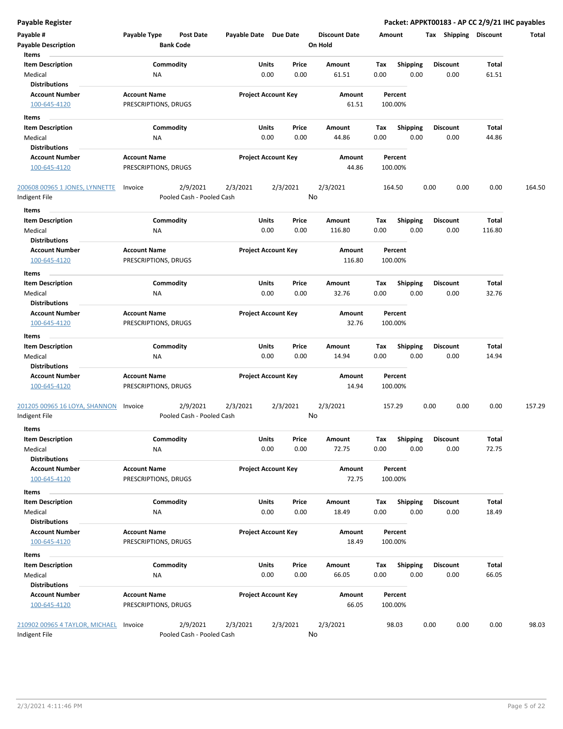# Payable Register

**Packet: APPKT00183 - AP CC 2/9/21 IHC payables**

| Payable # | Payable Type | Post Date | Payable Date | Due Date | Discount Date | Amount | Tax | Shipping | Discount | Total |
|---|---|---|---|---|---|---|---|---|---|---|
| **Payable Description** | | **Bank Code** | | | **On Hold** | | | | | |

**Items**

| Item Description | Commodity | Units | Price | Amount | Tax | Shipping | Discount | Total |
|---|---|---|---|---|---|---|---|---|
| Medical | NA | 0.00 | 0.00 | 61.51 | 0.00 | 0.00 | 0.00 | 61.51 |

**Distributions**

| Account Number | Account Name | Project Account Key | Amount | Percent |
|---|---|---|---|---|
| 100-645-4120 | PRESCRIPTIONS, DRUGS | | 61.51 | 100.00% |

**Items**

| Item Description | Commodity | Units | Price | Amount | Tax | Shipping | Discount | Total |
|---|---|---|---|---|---|---|---|---|
| Medical | NA | 0.00 | 0.00 | 44.86 | 0.00 | 0.00 | 0.00 | 44.86 |

**Distributions**

| Account Number | Account Name | Project Account Key | Amount | Percent |
|---|---|---|---|---|
| 100-645-4120 | PRESCRIPTIONS, DRUGS | | 44.86 | 100.00% |

| Payable # | Payable Type | Post Date | Payable Date | Due Date | Discount Date | Amount | Tax | Shipping | Discount | Total |
|---|---|---|---|---|---|---|---|---|---|---|
| 200608 00965 1 JONES, LYNNETTE | Invoice | 2/9/2021 | 2/3/2021 | 2/3/2021 | 2/3/2021 | 164.50 | 0.00 | 0.00 | 0.00 | 164.50 |
| Indigent File | | Pooled Cash - Pooled Cash | | | No | | | | | |

**Items**

| Item Description | Commodity | Units | Price | Amount | Tax | Shipping | Discount | Total |
|---|---|---|---|---|---|---|---|---|
| Medical | NA | 0.00 | 0.00 | 116.80 | 0.00 | 0.00 | 0.00 | 116.80 |

**Distributions**

| Account Number | Account Name | Project Account Key | Amount | Percent |
|---|---|---|---|---|
| 100-645-4120 | PRESCRIPTIONS, DRUGS | | 116.80 | 100.00% |

**Items**

| Item Description | Commodity | Units | Price | Amount | Tax | Shipping | Discount | Total |
|---|---|---|---|---|---|---|---|---|
| Medical | NA | 0.00 | 0.00 | 32.76 | 0.00 | 0.00 | 0.00 | 32.76 |

**Distributions**

| Account Number | Account Name | Project Account Key | Amount | Percent |
|---|---|---|---|---|
| 100-645-4120 | PRESCRIPTIONS, DRUGS | | 32.76 | 100.00% |

**Items**

| Item Description | Commodity | Units | Price | Amount | Tax | Shipping | Discount | Total |
|---|---|---|---|---|---|---|---|---|
| Medical | NA | 0.00 | 0.00 | 14.94 | 0.00 | 0.00 | 0.00 | 14.94 |

**Distributions**

| Account Number | Account Name | Project Account Key | Amount | Percent |
|---|---|---|---|---|
| 100-645-4120 | PRESCRIPTIONS, DRUGS | | 14.94 | 100.00% |

| Payable # | Payable Type | Post Date | Payable Date | Due Date | Discount Date | Amount | Tax | Shipping | Discount | Total |
|---|---|---|---|---|---|---|---|---|---|---|
| 201205 00965 16 LOYA, SHANNON | Invoice | 2/9/2021 | 2/3/2021 | 2/3/2021 | 2/3/2021 | 157.29 | 0.00 | 0.00 | 0.00 | 157.29 |
| Indigent File | | Pooled Cash - Pooled Cash | | | No | | | | | |

**Items**

| Item Description | Commodity | Units | Price | Amount | Tax | Shipping | Discount | Total |
|---|---|---|---|---|---|---|---|---|
| Medical | NA | 0.00 | 0.00 | 72.75 | 0.00 | 0.00 | 0.00 | 72.75 |

**Distributions**

| Account Number | Account Name | Project Account Key | Amount | Percent |
|---|---|---|---|---|
| 100-645-4120 | PRESCRIPTIONS, DRUGS | | 72.75 | 100.00% |

**Items**

| Item Description | Commodity | Units | Price | Amount | Tax | Shipping | Discount | Total |
|---|---|---|---|---|---|---|---|---|
| Medical | NA | 0.00 | 0.00 | 18.49 | 0.00 | 0.00 | 0.00 | 18.49 |

**Distributions**

| Account Number | Account Name | Project Account Key | Amount | Percent |
|---|---|---|---|---|
| 100-645-4120 | PRESCRIPTIONS, DRUGS | | 18.49 | 100.00% |

**Items**

| Item Description | Commodity | Units | Price | Amount | Tax | Shipping | Discount | Total |
|---|---|---|---|---|---|---|---|---|
| Medical | NA | 0.00 | 0.00 | 66.05 | 0.00 | 0.00 | 0.00 | 66.05 |

**Distributions**

| Account Number | Account Name | Project Account Key | Amount | Percent |
|---|---|---|---|---|
| 100-645-4120 | PRESCRIPTIONS, DRUGS | | 66.05 | 100.00% |

| Payable # | Payable Type | Post Date | Payable Date | Due Date | Discount Date | Amount | Tax | Shipping | Discount | Total |
|---|---|---|---|---|---|---|---|---|---|---|
| 210902 00965 4 TAYLOR, MICHAEL | Invoice | 2/9/2021 | 2/3/2021 | 2/3/2021 | 2/3/2021 | 98.03 | 0.00 | 0.00 | 0.00 | 98.03 |
| Indigent File | | Pooled Cash - Pooled Cash | | | No | | | | | |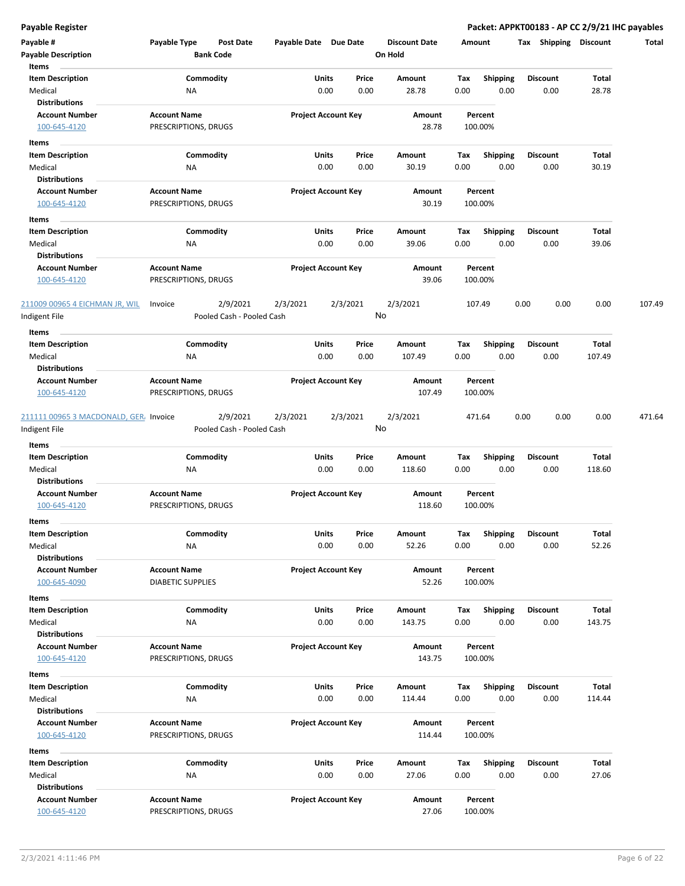**Payable Register** — **Packet: APPKT00183 - AP CC 2/9/21 IHC payables**

| Payable # | Payable Type | Post Date | Payable Date | Due Date | Discount Date | Amount | Tax | Shipping | Discount | Total |
|---|---|---|---|---|---|---|---|---|---|---|
| **Payable Description** | | **Bank Code** | | | **On Hold** | | | | | |

**Items**

| Item Description | Commodity | Units | Price | Amount | Tax | Shipping | Discount | Total |
|---|---|---|---|---|---|---|---|---|
| Medical | NA | 0.00 | 0.00 | 28.78 | 0.00 | 0.00 | 0.00 | 28.78 |

**Distributions**

| Account Number | Account Name | Project Account Key | Amount | Percent |
|---|---|---|---|---|
| 100-645-4120 | PRESCRIPTIONS, DRUGS | | 28.78 | 100.00% |

**Items**

| Item Description | Commodity | Units | Price | Amount | Tax | Shipping | Discount | Total |
|---|---|---|---|---|---|---|---|---|
| Medical | NA | 0.00 | 0.00 | 30.19 | 0.00 | 0.00 | 0.00 | 30.19 |

**Distributions**

| Account Number | Account Name | Project Account Key | Amount | Percent |
|---|---|---|---|---|
| 100-645-4120 | PRESCRIPTIONS, DRUGS | | 30.19 | 100.00% |

**Items**

| Item Description | Commodity | Units | Price | Amount | Tax | Shipping | Discount | Total |
|---|---|---|---|---|---|---|---|---|
| Medical | NA | 0.00 | 0.00 | 39.06 | 0.00 | 0.00 | 0.00 | 39.06 |

**Distributions**

| Account Number | Account Name | Project Account Key | Amount | Percent |
|---|---|---|---|---|
| 100-645-4120 | PRESCRIPTIONS, DRUGS | | 39.06 | 100.00% |

| Payable # | Payable Type | Post Date | Payable Date | Due Date | Discount Date | Amount | Tax | Shipping | Discount | Total |
|---|---|---|---|---|---|---|---|---|---|---|
| 211009 00965 4 EICHMAN JR, WIL | Invoice | 2/9/2021 | 2/3/2021 | 2/3/2021 | 2/3/2021 | 107.49 | 0.00 | 0.00 | 0.00 | 107.49 |
| Indigent File | | Pooled Cash - Pooled Cash | | | No | | | | | |

**Items**

| Item Description | Commodity | Units | Price | Amount | Tax | Shipping | Discount | Total |
|---|---|---|---|---|---|---|---|---|
| Medical | NA | 0.00 | 0.00 | 107.49 | 0.00 | 0.00 | 0.00 | 107.49 |

**Distributions**

| Account Number | Account Name | Project Account Key | Amount | Percent |
|---|---|---|---|---|
| 100-645-4120 | PRESCRIPTIONS, DRUGS | | 107.49 | 100.00% |

| Payable # | Payable Type | Post Date | Payable Date | Due Date | Discount Date | Amount | Tax | Shipping | Discount | Total |
|---|---|---|---|---|---|---|---|---|---|---|
| 211111 00965 3 MACDONALD, GER/ | Invoice | 2/9/2021 | 2/3/2021 | 2/3/2021 | 2/3/2021 | 471.64 | 0.00 | 0.00 | 0.00 | 471.64 |
| Indigent File | | Pooled Cash - Pooled Cash | | | No | | | | | |

**Items**

| Item Description | Commodity | Units | Price | Amount | Tax | Shipping | Discount | Total |
|---|---|---|---|---|---|---|---|---|
| Medical | NA | 0.00 | 0.00 | 118.60 | 0.00 | 0.00 | 0.00 | 118.60 |

**Distributions**

| Account Number | Account Name | Project Account Key | Amount | Percent |
|---|---|---|---|---|
| 100-645-4120 | PRESCRIPTIONS, DRUGS | | 118.60 | 100.00% |

**Items**

| Item Description | Commodity | Units | Price | Amount | Tax | Shipping | Discount | Total |
|---|---|---|---|---|---|---|---|---|
| Medical | NA | 0.00 | 0.00 | 52.26 | 0.00 | 0.00 | 0.00 | 52.26 |

**Distributions**

| Account Number | Account Name | Project Account Key | Amount | Percent |
|---|---|---|---|---|
| 100-645-4090 | DIABETIC SUPPLIES | | 52.26 | 100.00% |

**Items**

| Item Description | Commodity | Units | Price | Amount | Tax | Shipping | Discount | Total |
|---|---|---|---|---|---|---|---|---|
| Medical | NA | 0.00 | 0.00 | 143.75 | 0.00 | 0.00 | 0.00 | 143.75 |

**Distributions**

| Account Number | Account Name | Project Account Key | Amount | Percent |
|---|---|---|---|---|
| 100-645-4120 | PRESCRIPTIONS, DRUGS | | 143.75 | 100.00% |

**Items**

| Item Description | Commodity | Units | Price | Amount | Tax | Shipping | Discount | Total |
|---|---|---|---|---|---|---|---|---|
| Medical | NA | 0.00 | 0.00 | 114.44 | 0.00 | 0.00 | 0.00 | 114.44 |

**Distributions**

| Account Number | Account Name | Project Account Key | Amount | Percent |
|---|---|---|---|---|
| 100-645-4120 | PRESCRIPTIONS, DRUGS | | 114.44 | 100.00% |

**Items**

| Item Description | Commodity | Units | Price | Amount | Tax | Shipping | Discount | Total |
|---|---|---|---|---|---|---|---|---|
| Medical | NA | 0.00 | 0.00 | 27.06 | 0.00 | 0.00 | 0.00 | 27.06 |

**Distributions**

| Account Number | Account Name | Project Account Key | Amount | Percent |
|---|---|---|---|---|
| 100-645-4120 | PRESCRIPTIONS, DRUGS | | 27.06 | 100.00% |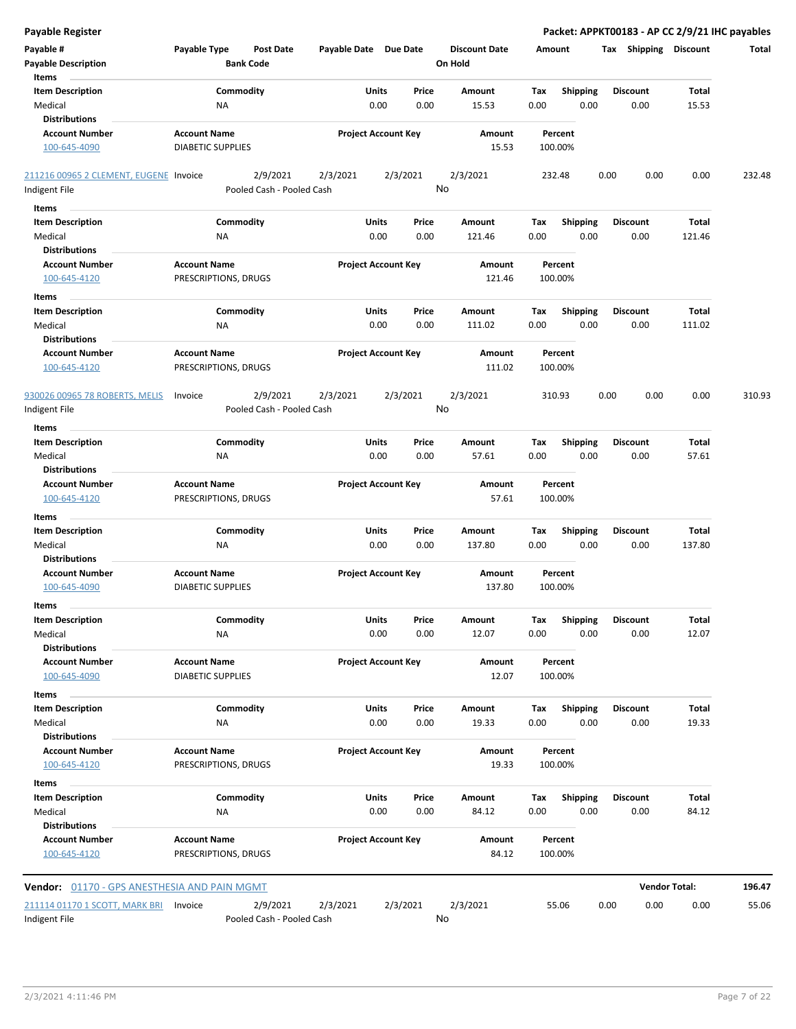**Payable Register** — **Packet: APPKT00183 - AP CC 2/9/21 IHC payables**

| Payable # | Payable Type | Post Date | Payable Date | Due Date | Discount Date | Amount | Tax | Shipping | Discount | Total |
|---|---|---|---|---|---|---|---|---|---|---|
| **Payable Description** | | **Bank Code** | | | **On Hold** | | | | | |

**Items**

| Item Description | Commodity | Units | Price | Amount | Tax | Shipping | Discount | Total |
|---|---|---|---|---|---|---|---|---|
| Medical | NA | 0.00 | 0.00 | 15.53 | 0.00 | 0.00 | 0.00 | 15.53 |

**Distributions**

| Account Number | Account Name | Project Account Key | Amount | Percent |
|---|---|---|---|---|
| 100-645-4090 | DIABETIC SUPPLIES | | 15.53 | 100.00% |

| Payable # | Payable Type | Post Date | Payable Date | Due Date | Discount Date | Amount | Tax | Shipping | Discount | Total |
|---|---|---|---|---|---|---|---|---|---|---|
| 211216 00965 2 CLEMENT, EUGENE | Invoice | 2/9/2021 | 2/3/2021 | 2/3/2021 | 2/3/2021 | 232.48 | 0.00 | 0.00 | 0.00 | 232.48 |
| Indigent File | | Pooled Cash - Pooled Cash | | | No | | | | | |

**Items**

| Item Description | Commodity | Units | Price | Amount | Tax | Shipping | Discount | Total |
|---|---|---|---|---|---|---|---|---|
| Medical | NA | 0.00 | 0.00 | 121.46 | 0.00 | 0.00 | 0.00 | 121.46 |

**Distributions**

| Account Number | Account Name | Project Account Key | Amount | Percent |
|---|---|---|---|---|
| 100-645-4120 | PRESCRIPTIONS, DRUGS | | 121.46 | 100.00% |

**Items**

| Item Description | Commodity | Units | Price | Amount | Tax | Shipping | Discount | Total |
|---|---|---|---|---|---|---|---|---|
| Medical | NA | 0.00 | 0.00 | 111.02 | 0.00 | 0.00 | 0.00 | 111.02 |

**Distributions**

| Account Number | Account Name | Project Account Key | Amount | Percent |
|---|---|---|---|---|
| 100-645-4120 | PRESCRIPTIONS, DRUGS | | 111.02 | 100.00% |

| Payable # | Payable Type | Post Date | Payable Date | Due Date | Discount Date | Amount | Tax | Shipping | Discount | Total |
|---|---|---|---|---|---|---|---|---|---|---|
| 930026 00965 78 ROBERTS, MELIS | Invoice | 2/9/2021 | 2/3/2021 | 2/3/2021 | 2/3/2021 | 310.93 | 0.00 | 0.00 | 0.00 | 310.93 |
| Indigent File | | Pooled Cash - Pooled Cash | | | No | | | | | |

**Items**

| Item Description | Commodity | Units | Price | Amount | Tax | Shipping | Discount | Total |
|---|---|---|---|---|---|---|---|---|
| Medical | NA | 0.00 | 0.00 | 57.61 | 0.00 | 0.00 | 0.00 | 57.61 |

**Distributions**

| Account Number | Account Name | Project Account Key | Amount | Percent |
|---|---|---|---|---|
| 100-645-4120 | PRESCRIPTIONS, DRUGS | | 57.61 | 100.00% |

**Items**

| Item Description | Commodity | Units | Price | Amount | Tax | Shipping | Discount | Total |
|---|---|---|---|---|---|---|---|---|
| Medical | NA | 0.00 | 0.00 | 137.80 | 0.00 | 0.00 | 0.00 | 137.80 |

**Distributions**

| Account Number | Account Name | Project Account Key | Amount | Percent |
|---|---|---|---|---|
| 100-645-4090 | DIABETIC SUPPLIES | | 137.80 | 100.00% |

**Items**

| Item Description | Commodity | Units | Price | Amount | Tax | Shipping | Discount | Total |
|---|---|---|---|---|---|---|---|---|
| Medical | NA | 0.00 | 0.00 | 12.07 | 0.00 | 0.00 | 0.00 | 12.07 |

**Distributions**

| Account Number | Account Name | Project Account Key | Amount | Percent |
|---|---|---|---|---|
| 100-645-4090 | DIABETIC SUPPLIES | | 12.07 | 100.00% |

**Items**

| Item Description | Commodity | Units | Price | Amount | Tax | Shipping | Discount | Total |
|---|---|---|---|---|---|---|---|---|
| Medical | NA | 0.00 | 0.00 | 19.33 | 0.00 | 0.00 | 0.00 | 19.33 |

**Distributions**

| Account Number | Account Name | Project Account Key | Amount | Percent |
|---|---|---|---|---|
| 100-645-4120 | PRESCRIPTIONS, DRUGS | | 19.33 | 100.00% |

**Items**

| Item Description | Commodity | Units | Price | Amount | Tax | Shipping | Discount | Total |
|---|---|---|---|---|---|---|---|---|
| Medical | NA | 0.00 | 0.00 | 84.12 | 0.00 | 0.00 | 0.00 | 84.12 |

**Distributions**

| Account Number | Account Name | Project Account Key | Amount | Percent |
|---|---|---|---|---|
| 100-645-4120 | PRESCRIPTIONS, DRUGS | | 84.12 | 100.00% |

**Vendor:** 01170 - GPS ANESTHESIA AND PAIN MGMT — **Vendor Total:** **196.47**

| Payable # | Payable Type | Post Date | Payable Date | Due Date | Discount Date | Amount | Tax | Shipping | Discount | Total |
|---|---|---|---|---|---|---|---|---|---|---|
| 211114 01170 1 SCOTT, MARK BRI | Invoice | 2/9/2021 | 2/3/2021 | 2/3/2021 | 2/3/2021 | 55.06 | 0.00 | 0.00 | 0.00 | 55.06 |
| Indigent File | | Pooled Cash - Pooled Cash | | | No | | | | | |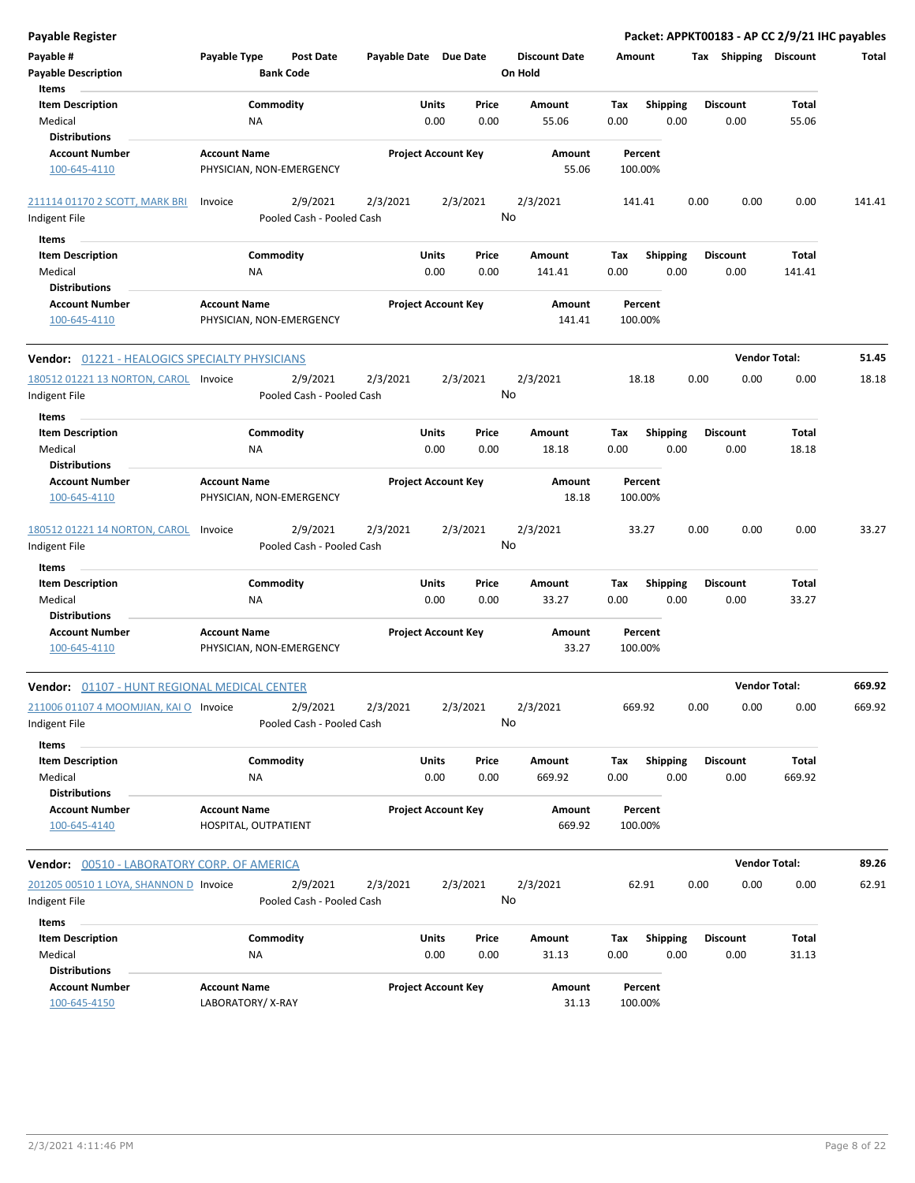**Payable Register** — **Packet: APPKT00183 - AP CC 2/9/21 IHC payables**

| Payable # | Payable Type | Post Date | Payable Date | Due Date | Discount Date | Amount | Tax | Shipping | Discount | Total |
|---|---|---|---|---|---|---|---|---|---|---|
| Payable Description | | Bank Code | | | On Hold | | | | | |

**Items**

| Item Description | Commodity | Units | Price | Amount | Tax | Shipping | Discount | Total |
|---|---|---|---|---|---|---|---|---|
| Medical | NA | 0.00 | 0.00 | 55.06 | 0.00 | 0.00 | 0.00 | 55.06 |

**Distributions**

| Account Number | Account Name | Project Account Key | Amount | Percent |
|---|---|---|---|---|
| 100-645-4110 | PHYSICIAN, NON-EMERGENCY | | 55.06 | 100.00% |

| Payable # | Payable Type | Post Date | Payable Date | Due Date | Discount Date | Amount | Tax | Shipping | Discount | Total |
|---|---|---|---|---|---|---|---|---|---|---|
| 211114 01170 2 SCOTT, MARK BRI | Invoice | 2/9/2021 | 2/3/2021 | 2/3/2021 | 2/3/2021 | 141.41 | 0.00 | 0.00 | 0.00 | 141.41 |
| Indigent File | | Pooled Cash - Pooled Cash | | | No | | | | | |

**Items**

| Item Description | Commodity | Units | Price | Amount | Tax | Shipping | Discount | Total |
|---|---|---|---|---|---|---|---|---|
| Medical | NA | 0.00 | 0.00 | 141.41 | 0.00 | 0.00 | 0.00 | 141.41 |

**Distributions**

| Account Number | Account Name | Project Account Key | Amount | Percent |
|---|---|---|---|---|
| 100-645-4110 | PHYSICIAN, NON-EMERGENCY | | 141.41 | 100.00% |

**Vendor:** 01221 - HEALOGICS SPECIALTY PHYSICIANS — **Vendor Total: 51.45**

| Payable # | Payable Type | Post Date | Payable Date | Due Date | Discount Date | Amount | Tax | Shipping | Discount | Total |
|---|---|---|---|---|---|---|---|---|---|---|
| 180512 01221 13 NORTON, CAROL | Invoice | 2/9/2021 | 2/3/2021 | 2/3/2021 | 2/3/2021 | 18.18 | 0.00 | 0.00 | 0.00 | 18.18 |
| Indigent File | | Pooled Cash - Pooled Cash | | | No | | | | | |

**Items**

| Item Description | Commodity | Units | Price | Amount | Tax | Shipping | Discount | Total |
|---|---|---|---|---|---|---|---|---|
| Medical | NA | 0.00 | 0.00 | 18.18 | 0.00 | 0.00 | 0.00 | 18.18 |

**Distributions**

| Account Number | Account Name | Project Account Key | Amount | Percent |
|---|---|---|---|---|
| 100-645-4110 | PHYSICIAN, NON-EMERGENCY | | 18.18 | 100.00% |

| Payable # | Payable Type | Post Date | Payable Date | Due Date | Discount Date | Amount | Tax | Shipping | Discount | Total |
|---|---|---|---|---|---|---|---|---|---|---|
| 180512 01221 14 NORTON, CAROL | Invoice | 2/9/2021 | 2/3/2021 | 2/3/2021 | 2/3/2021 | 33.27 | 0.00 | 0.00 | 0.00 | 33.27 |
| Indigent File | | Pooled Cash - Pooled Cash | | | No | | | | | |

**Items**

| Item Description | Commodity | Units | Price | Amount | Tax | Shipping | Discount | Total |
|---|---|---|---|---|---|---|---|---|
| Medical | NA | 0.00 | 0.00 | 33.27 | 0.00 | 0.00 | 0.00 | 33.27 |

**Distributions**

| Account Number | Account Name | Project Account Key | Amount | Percent |
|---|---|---|---|---|
| 100-645-4110 | PHYSICIAN, NON-EMERGENCY | | 33.27 | 100.00% |

**Vendor:** 01107 - HUNT REGIONAL MEDICAL CENTER — **Vendor Total: 669.92**

| Payable # | Payable Type | Post Date | Payable Date | Due Date | Discount Date | Amount | Tax | Shipping | Discount | Total |
|---|---|---|---|---|---|---|---|---|---|---|
| 211006 01107 4 MOOMJIAN, KAI O | Invoice | 2/9/2021 | 2/3/2021 | 2/3/2021 | 2/3/2021 | 669.92 | 0.00 | 0.00 | 0.00 | 669.92 |
| Indigent File | | Pooled Cash - Pooled Cash | | | No | | | | | |

**Items**

| Item Description | Commodity | Units | Price | Amount | Tax | Shipping | Discount | Total |
|---|---|---|---|---|---|---|---|---|
| Medical | NA | 0.00 | 0.00 | 669.92 | 0.00 | 0.00 | 0.00 | 669.92 |

**Distributions**

| Account Number | Account Name | Project Account Key | Amount | Percent |
|---|---|---|---|---|
| 100-645-4140 | HOSPITAL, OUTPATIENT | | 669.92 | 100.00% |

**Vendor:** 00510 - LABORATORY CORP. OF AMERICA — **Vendor Total: 89.26**

| Payable # | Payable Type | Post Date | Payable Date | Due Date | Discount Date | Amount | Tax | Shipping | Discount | Total |
|---|---|---|---|---|---|---|---|---|---|---|
| 201205 00510 1 LOYA, SHANNON D | Invoice | 2/9/2021 | 2/3/2021 | 2/3/2021 | 2/3/2021 | 62.91 | 0.00 | 0.00 | 0.00 | 62.91 |
| Indigent File | | Pooled Cash - Pooled Cash | | | No | | | | | |

**Items**

| Item Description | Commodity | Units | Price | Amount | Tax | Shipping | Discount | Total |
|---|---|---|---|---|---|---|---|---|
| Medical | NA | 0.00 | 0.00 | 31.13 | 0.00 | 0.00 | 0.00 | 31.13 |

**Distributions**

| Account Number | Account Name | Project Account Key | Amount | Percent |
|---|---|---|---|---|
| 100-645-4150 | LABORATORY/ X-RAY | | 31.13 | 100.00% |

2/3/2021 4:11:46 PM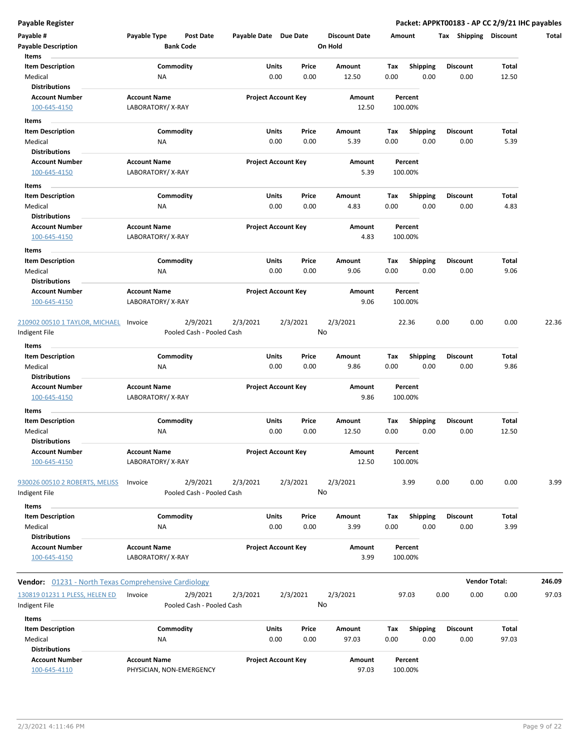## Payable Register

**Packet: APPKT00183 - AP CC 2/9/21 IHC payables**

| Payable # | Payable Type | Post Date | Payable Date | Due Date | Discount Date | Amount | Tax | Shipping | Discount | Total |
|---|---|---|---|---|---|---|---|---|---|---|
| Payable Description | | Bank Code | | | On Hold | | | | | |

**Items**

| Item Description | Commodity | Units | Price | Amount | Tax | Shipping | Discount | Total |
|---|---|---|---|---|---|---|---|---|
| Medical | NA | 0.00 | 0.00 | 12.50 | 0.00 | 0.00 | 0.00 | 12.50 |

**Distributions**

| Account Number | Account Name | Project Account Key | Amount | Percent |
|---|---|---|---|---|
| 100-645-4150 | LABORATORY/ X-RAY | | 12.50 | 100.00% |

**Items**

| Item Description | Commodity | Units | Price | Amount | Tax | Shipping | Discount | Total |
|---|---|---|---|---|---|---|---|---|
| Medical | NA | 0.00 | 0.00 | 5.39 | 0.00 | 0.00 | 0.00 | 5.39 |

**Distributions**

| Account Number | Account Name | Project Account Key | Amount | Percent |
|---|---|---|---|---|
| 100-645-4150 | LABORATORY/ X-RAY | | 5.39 | 100.00% |

**Items**

| Item Description | Commodity | Units | Price | Amount | Tax | Shipping | Discount | Total |
|---|---|---|---|---|---|---|---|---|
| Medical | NA | 0.00 | 0.00 | 4.83 | 0.00 | 0.00 | 0.00 | 4.83 |

**Distributions**

| Account Number | Account Name | Project Account Key | Amount | Percent |
|---|---|---|---|---|
| 100-645-4150 | LABORATORY/ X-RAY | | 4.83 | 100.00% |

**Items**

| Item Description | Commodity | Units | Price | Amount | Tax | Shipping | Discount | Total |
|---|---|---|---|---|---|---|---|---|
| Medical | NA | 0.00 | 0.00 | 9.06 | 0.00 | 0.00 | 0.00 | 9.06 |

**Distributions**

| Account Number | Account Name | Project Account Key | Amount | Percent |
|---|---|---|---|---|
| 100-645-4150 | LABORATORY/ X-RAY | | 9.06 | 100.00% |

| Payable # | Payable Type | Post Date | Payable Date | Due Date | Discount Date | Amount | Tax | Shipping | Discount | Total |
|---|---|---|---|---|---|---|---|---|---|---|
| 210902 00510 1 TAYLOR, MICHAEL | Invoice | 2/9/2021 | 2/3/2021 | 2/3/2021 | 2/3/2021 | 22.36 | 0.00 | 0.00 | 0.00 | 22.36 |
| Indigent File | | Pooled Cash - Pooled Cash | | | No | | | | | |

**Items**

| Item Description | Commodity | Units | Price | Amount | Tax | Shipping | Discount | Total |
|---|---|---|---|---|---|---|---|---|
| Medical | NA | 0.00 | 0.00 | 9.86 | 0.00 | 0.00 | 0.00 | 9.86 |

**Distributions**

| Account Number | Account Name | Project Account Key | Amount | Percent |
|---|---|---|---|---|
| 100-645-4150 | LABORATORY/ X-RAY | | 9.86 | 100.00% |

**Items**

| Item Description | Commodity | Units | Price | Amount | Tax | Shipping | Discount | Total |
|---|---|---|---|---|---|---|---|---|
| Medical | NA | 0.00 | 0.00 | 12.50 | 0.00 | 0.00 | 0.00 | 12.50 |

**Distributions**

| Account Number | Account Name | Project Account Key | Amount | Percent |
|---|---|---|---|---|
| 100-645-4150 | LABORATORY/ X-RAY | | 12.50 | 100.00% |

| Payable # | Payable Type | Post Date | Payable Date | Due Date | Discount Date | Amount | Tax | Shipping | Discount | Total |
|---|---|---|---|---|---|---|---|---|---|---|
| 930026 00510 2 ROBERTS, MELISS | Invoice | 2/9/2021 | 2/3/2021 | 2/3/2021 | 2/3/2021 | 3.99 | 0.00 | 0.00 | 0.00 | 3.99 |
| Indigent File | | Pooled Cash - Pooled Cash | | | No | | | | | |

**Items**

| Item Description | Commodity | Units | Price | Amount | Tax | Shipping | Discount | Total |
|---|---|---|---|---|---|---|---|---|
| Medical | NA | 0.00 | 0.00 | 3.99 | 0.00 | 0.00 | 0.00 | 3.99 |

**Distributions**

| Account Number | Account Name | Project Account Key | Amount | Percent |
|---|---|---|---|---|
| 100-645-4150 | LABORATORY/ X-RAY | | 3.99 | 100.00% |

**Vendor:** 01231 - North Texas Comprehensive Cardiology — **Vendor Total: 246.09**

| Payable # | Payable Type | Post Date | Payable Date | Due Date | Discount Date | Amount | Tax | Shipping | Discount | Total |
|---|---|---|---|---|---|---|---|---|---|---|
| 130819 01231 1 PLESS, HELEN ED | Invoice | 2/9/2021 | 2/3/2021 | 2/3/2021 | 2/3/2021 | 97.03 | 0.00 | 0.00 | 0.00 | 97.03 |
| Indigent File | | Pooled Cash - Pooled Cash | | | No | | | | | |

**Items**

| Item Description | Commodity | Units | Price | Amount | Tax | Shipping | Discount | Total |
|---|---|---|---|---|---|---|---|---|
| Medical | NA | 0.00 | 0.00 | 97.03 | 0.00 | 0.00 | 0.00 | 97.03 |

**Distributions**

| Account Number | Account Name | Project Account Key | Amount | Percent |
|---|---|---|---|---|
| 100-645-4110 | PHYSICIAN, NON-EMERGENCY | | 97.03 | 100.00% |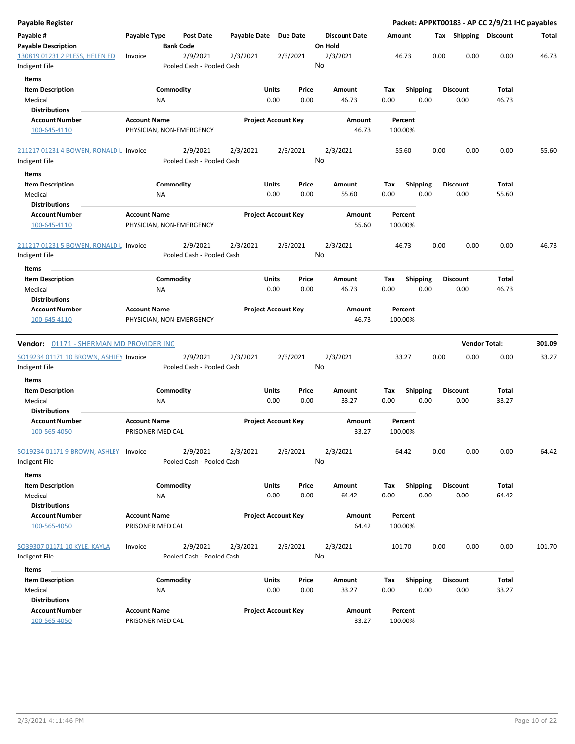**Payable Register** — **Packet: APPKT00183 - AP CC 2/9/21 IHC payables**

| Payable # | Payable Type | Post Date | Payable Date | Due Date | Discount Date | Amount | Tax | Shipping | Discount | Total |
|---|---|---|---|---|---|---|---|---|---|---|
| **Payable Description** | | **Bank Code** | | | **On Hold** | | | | | |

---

130819 01231 2 PLESS, HELEN ED | Invoice | 2/9/2021 | 2/3/2021 | 2/3/2021 | 2/3/2021 | 46.73 | 0.00 | 0.00 | 0.00 | 46.73

Indigent File | Pooled Cash - Pooled Cash | On Hold: No

**Items**

| Item Description | Commodity | Units | Price | Amount | Tax | Shipping | Discount | Total |
|---|---|---|---|---|---|---|---|---|
| Medical | NA | 0.00 | 0.00 | 46.73 | 0.00 | 0.00 | 0.00 | 46.73 |

**Distributions**

| Account Number | Account Name | Project Account Key | Amount | Percent |
|---|---|---|---|---|
| 100-645-4110 | PHYSICIAN, NON-EMERGENCY | | 46.73 | 100.00% |

---

211217 01231 4 BOWEN, RONALD L | Invoice | 2/9/2021 | 2/3/2021 | 2/3/2021 | 2/3/2021 | 55.60 | 0.00 | 0.00 | 0.00 | 55.60

Indigent File | Pooled Cash - Pooled Cash | On Hold: No

**Items**

| Item Description | Commodity | Units | Price | Amount | Tax | Shipping | Discount | Total |
|---|---|---|---|---|---|---|---|---|
| Medical | NA | 0.00 | 0.00 | 55.60 | 0.00 | 0.00 | 0.00 | 55.60 |

**Distributions**

| Account Number | Account Name | Project Account Key | Amount | Percent |
|---|---|---|---|---|
| 100-645-4110 | PHYSICIAN, NON-EMERGENCY | | 55.60 | 100.00% |

---

211217 01231 5 BOWEN, RONALD L | Invoice | 2/9/2021 | 2/3/2021 | 2/3/2021 | 2/3/2021 | 46.73 | 0.00 | 0.00 | 0.00 | 46.73

Indigent File | Pooled Cash - Pooled Cash | On Hold: No

**Items**

| Item Description | Commodity | Units | Price | Amount | Tax | Shipping | Discount | Total |
|---|---|---|---|---|---|---|---|---|
| Medical | NA | 0.00 | 0.00 | 46.73 | 0.00 | 0.00 | 0.00 | 46.73 |

**Distributions**

| Account Number | Account Name | Project Account Key | Amount | Percent |
|---|---|---|---|---|
| 100-645-4110 | PHYSICIAN, NON-EMERGENCY | | 46.73 | 100.00% |

---

**Vendor:** 01171 - SHERMAN MD PROVIDER INC — **Vendor Total:** **301.09**

SO19234 01171 10 BROWN, ASHLEY | Invoice | 2/9/2021 | 2/3/2021 | 2/3/2021 | 2/3/2021 | 33.27 | 0.00 | 0.00 | 0.00 | 33.27

Indigent File | Pooled Cash - Pooled Cash | On Hold: No

**Items**

| Item Description | Commodity | Units | Price | Amount | Tax | Shipping | Discount | Total |
|---|---|---|---|---|---|---|---|---|
| Medical | NA | 0.00 | 0.00 | 33.27 | 0.00 | 0.00 | 0.00 | 33.27 |

**Distributions**

| Account Number | Account Name | Project Account Key | Amount | Percent |
|---|---|---|---|---|
| 100-565-4050 | PRISONER MEDICAL | | 33.27 | 100.00% |

---

SO19234 01171 9 BROWN, ASHLEY | Invoice | 2/9/2021 | 2/3/2021 | 2/3/2021 | 2/3/2021 | 64.42 | 0.00 | 0.00 | 0.00 | 64.42

Indigent File | Pooled Cash - Pooled Cash | On Hold: No

**Items**

| Item Description | Commodity | Units | Price | Amount | Tax | Shipping | Discount | Total |
|---|---|---|---|---|---|---|---|---|
| Medical | NA | 0.00 | 0.00 | 64.42 | 0.00 | 0.00 | 0.00 | 64.42 |

**Distributions**

| Account Number | Account Name | Project Account Key | Amount | Percent |
|---|---|---|---|---|
| 100-565-4050 | PRISONER MEDICAL | | 64.42 | 100.00% |

---

SO39307 01171 10 KYLE, KAYLA | Invoice | 2/9/2021 | 2/3/2021 | 2/3/2021 | 2/3/2021 | 101.70 | 0.00 | 0.00 | 0.00 | 101.70

Indigent File | Pooled Cash - Pooled Cash | On Hold: No

**Items**

| Item Description | Commodity | Units | Price | Amount | Tax | Shipping | Discount | Total |
|---|---|---|---|---|---|---|---|---|
| Medical | NA | 0.00 | 0.00 | 33.27 | 0.00 | 0.00 | 0.00 | 33.27 |

**Distributions**

| Account Number | Account Name | Project Account Key | Amount | Percent |
|---|---|---|---|---|
| 100-565-4050 | PRISONER MEDICAL | | 33.27 | 100.00% |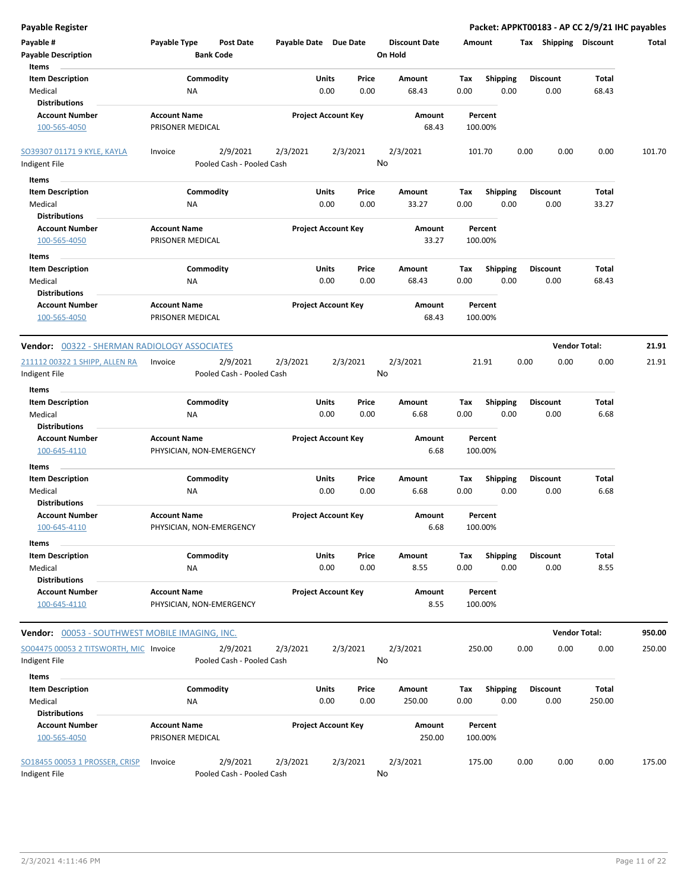**Payable Register** — Packet: APPKT00183 - AP CC 2/9/21 IHC payables

| Payable # | Payable Type | Post Date | Payable Date | Due Date | Discount Date | Amount | Tax | Shipping | Discount | Total |
|---|---|---|---|---|---|---|---|---|---|---|
| Payable Description | | Bank Code | | | On Hold | | | | | |

**Items**

| Item Description | Commodity | Units | Price | Amount | Tax | Shipping | Discount | Total |
|---|---|---|---|---|---|---|---|---|
| Medical | NA | 0.00 | 0.00 | 68.43 | 0.00 | 0.00 | 0.00 | 68.43 |

**Distributions**

| Account Number | Account Name | Project Account Key | Amount | Percent |
|---|---|---|---|---|
| 100-565-4050 | PRISONER MEDICAL | | 68.43 | 100.00% |

| Payable # | Payable Type | Post Date | Payable Date | Due Date | Discount Date | Amount | Tax | Shipping | Discount | Total |
|---|---|---|---|---|---|---|---|---|---|---|
| SO39307 01171 9 KYLE, KAYLA | Invoice | 2/9/2021 | 2/3/2021 | 2/3/2021 | 2/3/2021 | 101.70 | 0.00 | 0.00 | 0.00 | 101.70 |
| Indigent File | | Pooled Cash - Pooled Cash | | | No | | | | | |

**Items**

| Item Description | Commodity | Units | Price | Amount | Tax | Shipping | Discount | Total |
|---|---|---|---|---|---|---|---|---|
| Medical | NA | 0.00 | 0.00 | 33.27 | 0.00 | 0.00 | 0.00 | 33.27 |

**Distributions**

| Account Number | Account Name | Project Account Key | Amount | Percent |
|---|---|---|---|---|
| 100-565-4050 | PRISONER MEDICAL | | 33.27 | 100.00% |

**Items**

| Item Description | Commodity | Units | Price | Amount | Tax | Shipping | Discount | Total |
|---|---|---|---|---|---|---|---|---|
| Medical | NA | 0.00 | 0.00 | 68.43 | 0.00 | 0.00 | 0.00 | 68.43 |

**Distributions**

| Account Number | Account Name | Project Account Key | Amount | Percent |
|---|---|---|---|---|
| 100-565-4050 | PRISONER MEDICAL | | 68.43 | 100.00% |

**Vendor: 00322 - SHERMAN RADIOLOGY ASSOCIATES** — Vendor Total: **21.91**

| Payable # | Payable Type | Post Date | Payable Date | Due Date | Discount Date | Amount | Tax | Shipping | Discount | Total |
|---|---|---|---|---|---|---|---|---|---|---|
| 211112 00322 1 SHIPP, ALLEN RA | Invoice | 2/9/2021 | 2/3/2021 | 2/3/2021 | 2/3/2021 | 21.91 | 0.00 | 0.00 | 0.00 | 21.91 |
| Indigent File | | Pooled Cash - Pooled Cash | | | No | | | | | |

**Items**

| Item Description | Commodity | Units | Price | Amount | Tax | Shipping | Discount | Total |
|---|---|---|---|---|---|---|---|---|
| Medical | NA | 0.00 | 0.00 | 6.68 | 0.00 | 0.00 | 0.00 | 6.68 |

**Distributions**

| Account Number | Account Name | Project Account Key | Amount | Percent |
|---|---|---|---|---|
| 100-645-4110 | PHYSICIAN, NON-EMERGENCY | | 6.68 | 100.00% |

**Items**

| Item Description | Commodity | Units | Price | Amount | Tax | Shipping | Discount | Total |
|---|---|---|---|---|---|---|---|---|
| Medical | NA | 0.00 | 0.00 | 6.68 | 0.00 | 0.00 | 0.00 | 6.68 |

**Distributions**

| Account Number | Account Name | Project Account Key | Amount | Percent |
|---|---|---|---|---|
| 100-645-4110 | PHYSICIAN, NON-EMERGENCY | | 6.68 | 100.00% |

**Items**

| Item Description | Commodity | Units | Price | Amount | Tax | Shipping | Discount | Total |
|---|---|---|---|---|---|---|---|---|
| Medical | NA | 0.00 | 0.00 | 8.55 | 0.00 | 0.00 | 0.00 | 8.55 |

**Distributions**

| Account Number | Account Name | Project Account Key | Amount | Percent |
|---|---|---|---|---|
| 100-645-4110 | PHYSICIAN, NON-EMERGENCY | | 8.55 | 100.00% |

**Vendor: 00053 - SOUTHWEST MOBILE IMAGING, INC.** — Vendor Total: **950.00**

| Payable # | Payable Type | Post Date | Payable Date | Due Date | Discount Date | Amount | Tax | Shipping | Discount | Total |
|---|---|---|---|---|---|---|---|---|---|---|
| SO04475 00053 2 TITSWORTH, MIC | Invoice | 2/9/2021 | 2/3/2021 | 2/3/2021 | 2/3/2021 | 250.00 | 0.00 | 0.00 | 0.00 | 250.00 |
| Indigent File | | Pooled Cash - Pooled Cash | | | No | | | | | |

**Items**

| Item Description | Commodity | Units | Price | Amount | Tax | Shipping | Discount | Total |
|---|---|---|---|---|---|---|---|---|
| Medical | NA | 0.00 | 0.00 | 250.00 | 0.00 | 0.00 | 0.00 | 250.00 |

**Distributions**

| Account Number | Account Name | Project Account Key | Amount | Percent |
|---|---|---|---|---|
| 100-565-4050 | PRISONER MEDICAL | | 250.00 | 100.00% |

| Payable # | Payable Type | Post Date | Payable Date | Due Date | Discount Date | Amount | Tax | Shipping | Discount | Total |
|---|---|---|---|---|---|---|---|---|---|---|
| SO18455 00053 1 PROSSER, CRISP | Invoice | 2/9/2021 | 2/3/2021 | 2/3/2021 | 2/3/2021 | 175.00 | 0.00 | 0.00 | 0.00 | 175.00 |
| Indigent File | | Pooled Cash - Pooled Cash | | | No | | | | | |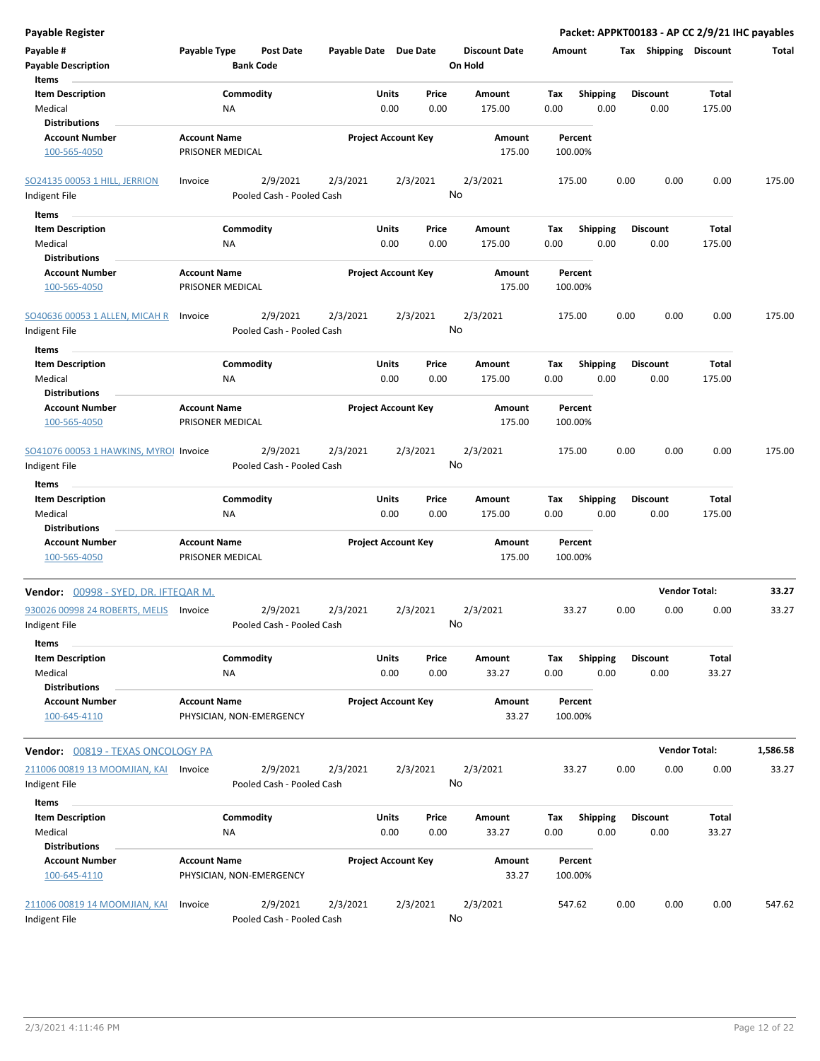**Payable Register** — **Packet: APPKT00183 - AP CC 2/9/21 IHC payables**

| Payable # | Payable Type | Post Date | Payable Date | Due Date | Discount Date | Amount | Tax | Shipping | Discount | Total |
|---|---|---|---|---|---|---|---|---|---|---|
| Payable Description | | Bank Code | | | On Hold | | | | | |

**Items**

| Item Description | Commodity | Units | Price | Amount | Tax | Shipping | Discount | Total |
|---|---|---|---|---|---|---|---|---|
| Medical | NA | 0.00 | 0.00 | 175.00 | 0.00 | 0.00 | 0.00 | 175.00 |

**Distributions**

| Account Number | Account Name | Project Account Key | Amount | Percent |
|---|---|---|---|---|
| 100-565-4050 | PRISONER MEDICAL | | 175.00 | 100.00% |

| Payable # | Payable Type | Post Date | Payable Date | Due Date | Discount Date | Amount | Tax | Shipping | Discount | Total |
|---|---|---|---|---|---|---|---|---|---|---|
| SO24135 00053 1 HILL, JERRION | Invoice | 2/9/2021 | 2/3/2021 | 2/3/2021 | 2/3/2021 | 175.00 | 0.00 | 0.00 | 0.00 | 175.00 |
| Indigent File | | Pooled Cash - Pooled Cash | | | No | | | | | |

**Items**

| Item Description | Commodity | Units | Price | Amount | Tax | Shipping | Discount | Total |
|---|---|---|---|---|---|---|---|---|
| Medical | NA | 0.00 | 0.00 | 175.00 | 0.00 | 0.00 | 0.00 | 175.00 |

**Distributions**

| Account Number | Account Name | Project Account Key | Amount | Percent |
|---|---|---|---|---|
| 100-565-4050 | PRISONER MEDICAL | | 175.00 | 100.00% |

| Payable # | Payable Type | Post Date | Payable Date | Due Date | Discount Date | Amount | Tax | Shipping | Discount | Total |
|---|---|---|---|---|---|---|---|---|---|---|
| SO40636 00053 1 ALLEN, MICAH R | Invoice | 2/9/2021 | 2/3/2021 | 2/3/2021 | 2/3/2021 | 175.00 | 0.00 | 0.00 | 0.00 | 175.00 |
| Indigent File | | Pooled Cash - Pooled Cash | | | No | | | | | |

**Items**

| Item Description | Commodity | Units | Price | Amount | Tax | Shipping | Discount | Total |
|---|---|---|---|---|---|---|---|---|
| Medical | NA | 0.00 | 0.00 | 175.00 | 0.00 | 0.00 | 0.00 | 175.00 |

**Distributions**

| Account Number | Account Name | Project Account Key | Amount | Percent |
|---|---|---|---|---|
| 100-565-4050 | PRISONER MEDICAL | | 175.00 | 100.00% |

| Payable # | Payable Type | Post Date | Payable Date | Due Date | Discount Date | Amount | Tax | Shipping | Discount | Total |
|---|---|---|---|---|---|---|---|---|---|---|
| SO41076 00053 1 HAWKINS, MYROI | Invoice | 2/9/2021 | 2/3/2021 | 2/3/2021 | 2/3/2021 | 175.00 | 0.00 | 0.00 | 0.00 | 175.00 |
| Indigent File | | Pooled Cash - Pooled Cash | | | No | | | | | |

**Items**

| Item Description | Commodity | Units | Price | Amount | Tax | Shipping | Discount | Total |
|---|---|---|---|---|---|---|---|---|
| Medical | NA | 0.00 | 0.00 | 175.00 | 0.00 | 0.00 | 0.00 | 175.00 |

**Distributions**

| Account Number | Account Name | Project Account Key | Amount | Percent |
|---|---|---|---|---|
| 100-565-4050 | PRISONER MEDICAL | | 175.00 | 100.00% |

**Vendor: 00998 - SYED, DR. IFTEQAR M.** — **Vendor Total: 33.27**

| Payable # | Payable Type | Post Date | Payable Date | Due Date | Discount Date | Amount | Tax | Shipping | Discount | Total |
|---|---|---|---|---|---|---|---|---|---|---|
| 930026 00998 24 ROBERTS, MELIS | Invoice | 2/9/2021 | 2/3/2021 | 2/3/2021 | 2/3/2021 | 33.27 | 0.00 | 0.00 | 0.00 | 33.27 |
| Indigent File | | Pooled Cash - Pooled Cash | | | No | | | | | |

**Items**

| Item Description | Commodity | Units | Price | Amount | Tax | Shipping | Discount | Total |
|---|---|---|---|---|---|---|---|---|
| Medical | NA | 0.00 | 0.00 | 33.27 | 0.00 | 0.00 | 0.00 | 33.27 |

**Distributions**

| Account Number | Account Name | Project Account Key | Amount | Percent |
|---|---|---|---|---|
| 100-645-4110 | PHYSICIAN, NON-EMERGENCY | | 33.27 | 100.00% |

**Vendor: 00819 - TEXAS ONCOLOGY PA** — **Vendor Total: 1,586.58**

| Payable # | Payable Type | Post Date | Payable Date | Due Date | Discount Date | Amount | Tax | Shipping | Discount | Total |
|---|---|---|---|---|---|---|---|---|---|---|
| 211006 00819 13 MOOMJIAN, KAI | Invoice | 2/9/2021 | 2/3/2021 | 2/3/2021 | 2/3/2021 | 33.27 | 0.00 | 0.00 | 0.00 | 33.27 |
| Indigent File | | Pooled Cash - Pooled Cash | | | No | | | | | |

**Items**

| Item Description | Commodity | Units | Price | Amount | Tax | Shipping | Discount | Total |
|---|---|---|---|---|---|---|---|---|
| Medical | NA | 0.00 | 0.00 | 33.27 | 0.00 | 0.00 | 0.00 | 33.27 |

**Distributions**

| Account Number | Account Name | Project Account Key | Amount | Percent |
|---|---|---|---|---|
| 100-645-4110 | PHYSICIAN, NON-EMERGENCY | | 33.27 | 100.00% |

| Payable # | Payable Type | Post Date | Payable Date | Due Date | Discount Date | Amount | Tax | Shipping | Discount | Total |
|---|---|---|---|---|---|---|---|---|---|---|
| 211006 00819 14 MOOMJIAN, KAI | Invoice | 2/9/2021 | 2/3/2021 | 2/3/2021 | 2/3/2021 | 547.62 | 0.00 | 0.00 | 0.00 | 547.62 |
| Indigent File | | Pooled Cash - Pooled Cash | | | No | | | | | |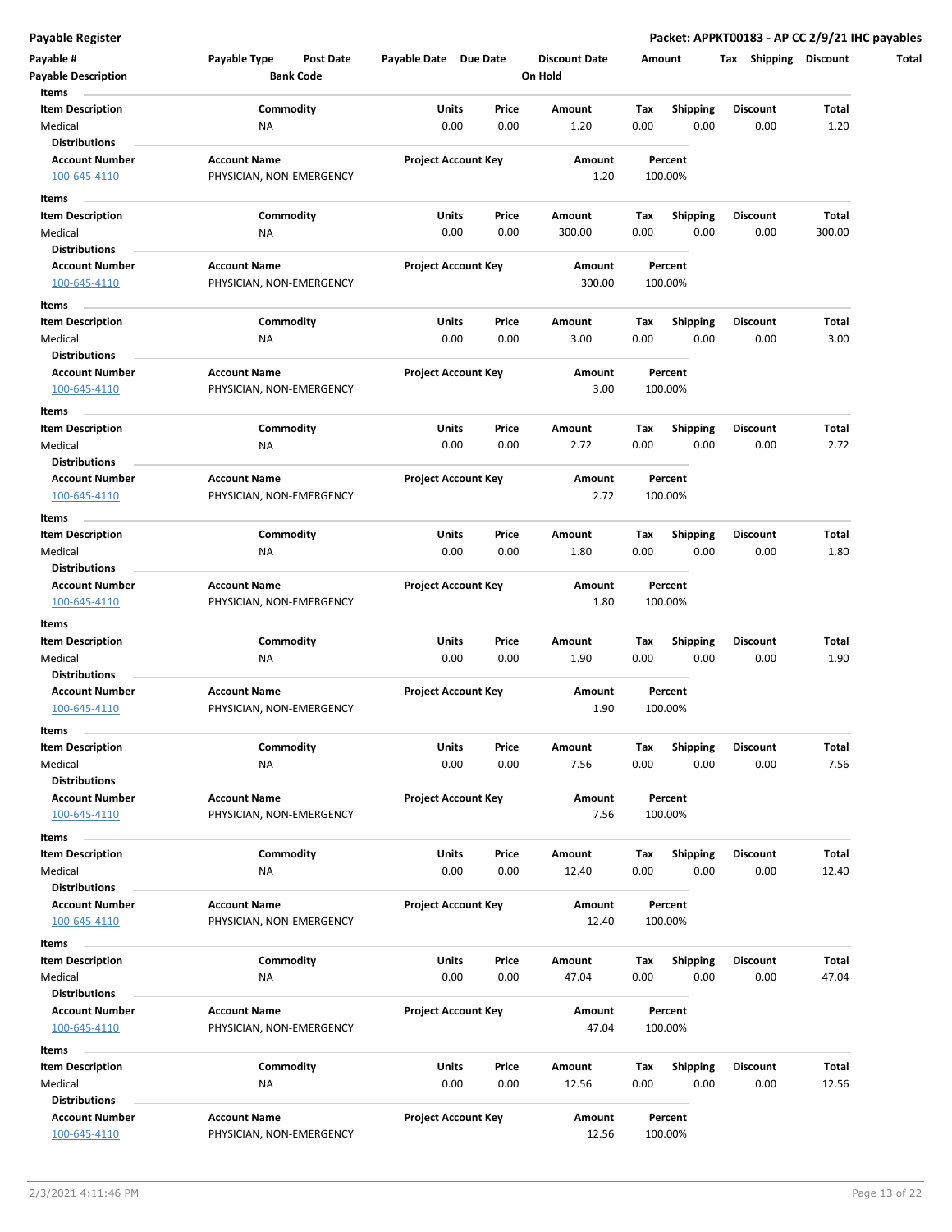**Payable Register**

**Packet: APPKT00183 - AP CC 2/9/21 IHC payables**

| Payable # | Payable Type | Post Date | Payable Date | Due Date | Discount Date | Amount | Tax | Shipping | Discount | Total |
|---|---|---|---|---|---|---|---|---|---|---|
| **Payable Description** | | **Bank Code** | | | **On Hold** | | | | | |

**Items**

| Item Description | Commodity | Units | Price | Amount | Tax | Shipping | Discount | Total |
|---|---|---|---|---|---|---|---|---|
| Medical | NA | 0.00 | 0.00 | 1.20 | 0.00 | 0.00 | 0.00 | 1.20 |

**Distributions**

| Account Number | Account Name | Project Account Key | Amount | Percent |
|---|---|---|---|---|
| 100-645-4110 | PHYSICIAN, NON-EMERGENCY | | 1.20 | 100.00% |

**Items**

| Item Description | Commodity | Units | Price | Amount | Tax | Shipping | Discount | Total |
|---|---|---|---|---|---|---|---|---|
| Medical | NA | 0.00 | 0.00 | 300.00 | 0.00 | 0.00 | 0.00 | 300.00 |

**Distributions**

| Account Number | Account Name | Project Account Key | Amount | Percent |
|---|---|---|---|---|
| 100-645-4110 | PHYSICIAN, NON-EMERGENCY | | 300.00 | 100.00% |

**Items**

| Item Description | Commodity | Units | Price | Amount | Tax | Shipping | Discount | Total |
|---|---|---|---|---|---|---|---|---|
| Medical | NA | 0.00 | 0.00 | 3.00 | 0.00 | 0.00 | 0.00 | 3.00 |

**Distributions**

| Account Number | Account Name | Project Account Key | Amount | Percent |
|---|---|---|---|---|
| 100-645-4110 | PHYSICIAN, NON-EMERGENCY | | 3.00 | 100.00% |

**Items**

| Item Description | Commodity | Units | Price | Amount | Tax | Shipping | Discount | Total |
|---|---|---|---|---|---|---|---|---|
| Medical | NA | 0.00 | 0.00 | 2.72 | 0.00 | 0.00 | 0.00 | 2.72 |

**Distributions**

| Account Number | Account Name | Project Account Key | Amount | Percent |
|---|---|---|---|---|
| 100-645-4110 | PHYSICIAN, NON-EMERGENCY | | 2.72 | 100.00% |

**Items**

| Item Description | Commodity | Units | Price | Amount | Tax | Shipping | Discount | Total |
|---|---|---|---|---|---|---|---|---|
| Medical | NA | 0.00 | 0.00 | 1.80 | 0.00 | 0.00 | 0.00 | 1.80 |

**Distributions**

| Account Number | Account Name | Project Account Key | Amount | Percent |
|---|---|---|---|---|
| 100-645-4110 | PHYSICIAN, NON-EMERGENCY | | 1.80 | 100.00% |

**Items**

| Item Description | Commodity | Units | Price | Amount | Tax | Shipping | Discount | Total |
|---|---|---|---|---|---|---|---|---|
| Medical | NA | 0.00 | 0.00 | 1.90 | 0.00 | 0.00 | 0.00 | 1.90 |

**Distributions**

| Account Number | Account Name | Project Account Key | Amount | Percent |
|---|---|---|---|---|
| 100-645-4110 | PHYSICIAN, NON-EMERGENCY | | 1.90 | 100.00% |

**Items**

| Item Description | Commodity | Units | Price | Amount | Tax | Shipping | Discount | Total |
|---|---|---|---|---|---|---|---|---|
| Medical | NA | 0.00 | 0.00 | 7.56 | 0.00 | 0.00 | 0.00 | 7.56 |

**Distributions**

| Account Number | Account Name | Project Account Key | Amount | Percent |
|---|---|---|---|---|
| 100-645-4110 | PHYSICIAN, NON-EMERGENCY | | 7.56 | 100.00% |

**Items**

| Item Description | Commodity | Units | Price | Amount | Tax | Shipping | Discount | Total |
|---|---|---|---|---|---|---|---|---|
| Medical | NA | 0.00 | 0.00 | 12.40 | 0.00 | 0.00 | 0.00 | 12.40 |

**Distributions**

| Account Number | Account Name | Project Account Key | Amount | Percent |
|---|---|---|---|---|
| 100-645-4110 | PHYSICIAN, NON-EMERGENCY | | 12.40 | 100.00% |

**Items**

| Item Description | Commodity | Units | Price | Amount | Tax | Shipping | Discount | Total |
|---|---|---|---|---|---|---|---|---|
| Medical | NA | 0.00 | 0.00 | 47.04 | 0.00 | 0.00 | 0.00 | 47.04 |

**Distributions**

| Account Number | Account Name | Project Account Key | Amount | Percent |
|---|---|---|---|---|
| 100-645-4110 | PHYSICIAN, NON-EMERGENCY | | 47.04 | 100.00% |

**Items**

| Item Description | Commodity | Units | Price | Amount | Tax | Shipping | Discount | Total |
|---|---|---|---|---|---|---|---|---|
| Medical | NA | 0.00 | 0.00 | 12.56 | 0.00 | 0.00 | 0.00 | 12.56 |

**Distributions**

| Account Number | Account Name | Project Account Key | Amount | Percent |
|---|---|---|---|---|
| 100-645-4110 | PHYSICIAN, NON-EMERGENCY | | 12.56 | 100.00% |

2/3/2021 4:11:46 PM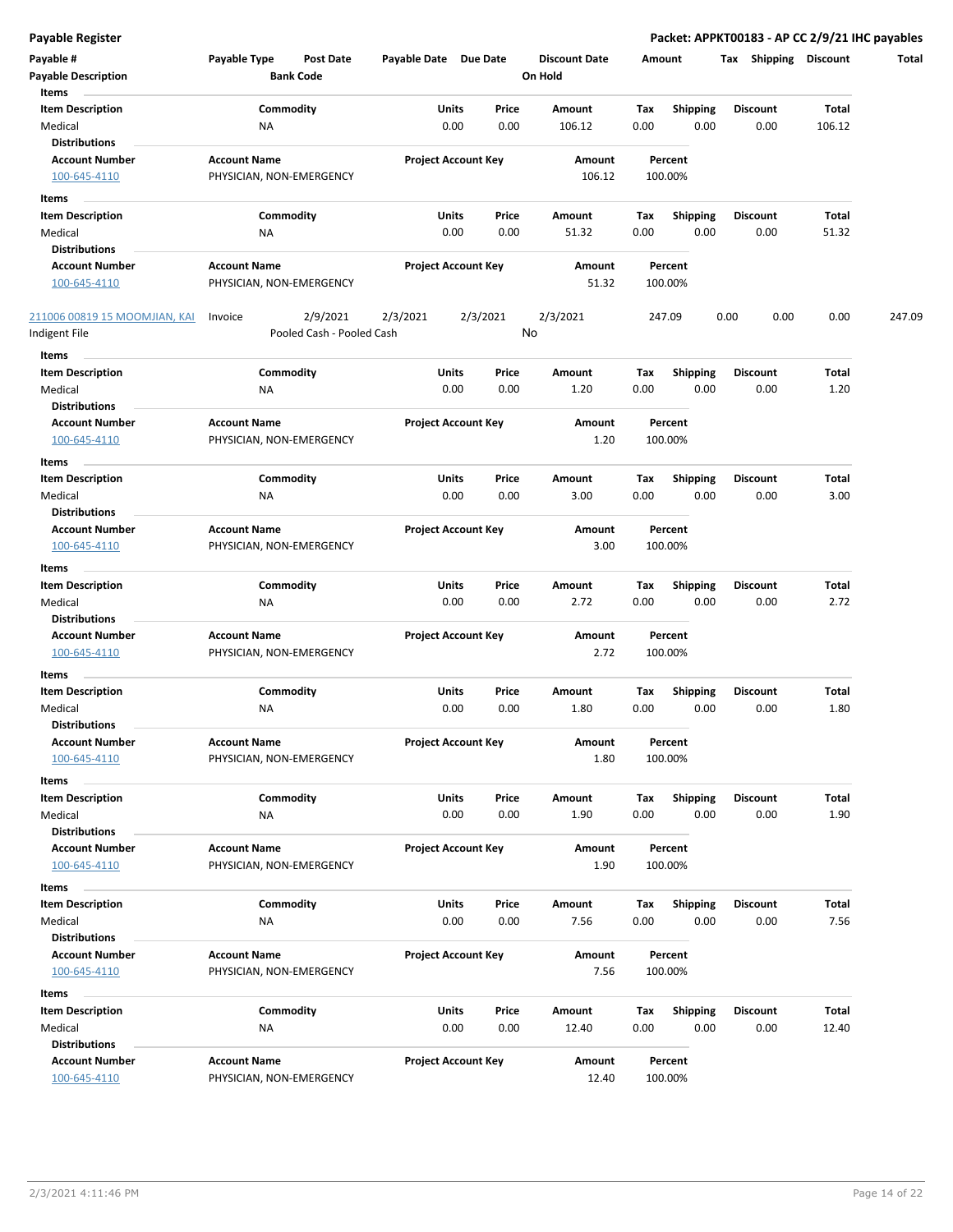**Payable Register** — **Packet: APPKT00183 - AP CC 2/9/21 IHC payables**

| Payable # | Payable Type | Post Date | Payable Date | Due Date | Discount Date | Amount | Tax | Shipping | Discount | Total |
|---|---|---|---|---|---|---|---|---|---|---|
| **Payable Description** | | **Bank Code** | | | **On Hold** | | | | | |

**Items**

| Item Description | Commodity | Units | Price | Amount | Tax | Shipping | Discount | Total |
|---|---|---|---|---|---|---|---|---|
| Medical | NA | 0.00 | 0.00 | 106.12 | 0.00 | 0.00 | 0.00 | 106.12 |

**Distributions**

| Account Number | Account Name | Project Account Key | Amount | Percent |
|---|---|---|---|---|
| 100-645-4110 | PHYSICIAN, NON-EMERGENCY | | 106.12 | 100.00% |

**Items**

| Item Description | Commodity | Units | Price | Amount | Tax | Shipping | Discount | Total |
|---|---|---|---|---|---|---|---|---|
| Medical | NA | 0.00 | 0.00 | 51.32 | 0.00 | 0.00 | 0.00 | 51.32 |

**Distributions**

| Account Number | Account Name | Project Account Key | Amount | Percent |
|---|---|---|---|---|
| 100-645-4110 | PHYSICIAN, NON-EMERGENCY | | 51.32 | 100.00% |

| Payable # | Payable Type | Post Date | Payable Date | Due Date | Discount Date | Amount | Tax | Shipping | Discount | Total |
|---|---|---|---|---|---|---|---|---|---|---|
| 211006 00819 15 MOOMJIAN, KAI | Invoice | 2/9/2021 | 2/3/2021 | 2/3/2021 | 2/3/2021 | 247.09 | 0.00 | 0.00 | 0.00 | 247.09 |
| Indigent File | | Pooled Cash - Pooled Cash | | | No | | | | | |

**Items**

| Item Description | Commodity | Units | Price | Amount | Tax | Shipping | Discount | Total |
|---|---|---|---|---|---|---|---|---|
| Medical | NA | 0.00 | 0.00 | 1.20 | 0.00 | 0.00 | 0.00 | 1.20 |

**Distributions**

| Account Number | Account Name | Project Account Key | Amount | Percent |
|---|---|---|---|---|
| 100-645-4110 | PHYSICIAN, NON-EMERGENCY | | 1.20 | 100.00% |

**Items**

| Item Description | Commodity | Units | Price | Amount | Tax | Shipping | Discount | Total |
|---|---|---|---|---|---|---|---|---|
| Medical | NA | 0.00 | 0.00 | 3.00 | 0.00 | 0.00 | 0.00 | 3.00 |

**Distributions**

| Account Number | Account Name | Project Account Key | Amount | Percent |
|---|---|---|---|---|
| 100-645-4110 | PHYSICIAN, NON-EMERGENCY | | 3.00 | 100.00% |

**Items**

| Item Description | Commodity | Units | Price | Amount | Tax | Shipping | Discount | Total |
|---|---|---|---|---|---|---|---|---|
| Medical | NA | 0.00 | 0.00 | 2.72 | 0.00 | 0.00 | 0.00 | 2.72 |

**Distributions**

| Account Number | Account Name | Project Account Key | Amount | Percent |
|---|---|---|---|---|
| 100-645-4110 | PHYSICIAN, NON-EMERGENCY | | 2.72 | 100.00% |

**Items**

| Item Description | Commodity | Units | Price | Amount | Tax | Shipping | Discount | Total |
|---|---|---|---|---|---|---|---|---|
| Medical | NA | 0.00 | 0.00 | 1.80 | 0.00 | 0.00 | 0.00 | 1.80 |

**Distributions**

| Account Number | Account Name | Project Account Key | Amount | Percent |
|---|---|---|---|---|
| 100-645-4110 | PHYSICIAN, NON-EMERGENCY | | 1.80 | 100.00% |

**Items**

| Item Description | Commodity | Units | Price | Amount | Tax | Shipping | Discount | Total |
|---|---|---|---|---|---|---|---|---|
| Medical | NA | 0.00 | 0.00 | 1.90 | 0.00 | 0.00 | 0.00 | 1.90 |

**Distributions**

| Account Number | Account Name | Project Account Key | Amount | Percent |
|---|---|---|---|---|
| 100-645-4110 | PHYSICIAN, NON-EMERGENCY | | 1.90 | 100.00% |

**Items**

| Item Description | Commodity | Units | Price | Amount | Tax | Shipping | Discount | Total |
|---|---|---|---|---|---|---|---|---|
| Medical | NA | 0.00 | 0.00 | 7.56 | 0.00 | 0.00 | 0.00 | 7.56 |

**Distributions**

| Account Number | Account Name | Project Account Key | Amount | Percent |
|---|---|---|---|---|
| 100-645-4110 | PHYSICIAN, NON-EMERGENCY | | 7.56 | 100.00% |

**Items**

| Item Description | Commodity | Units | Price | Amount | Tax | Shipping | Discount | Total |
|---|---|---|---|---|---|---|---|---|
| Medical | NA | 0.00 | 0.00 | 12.40 | 0.00 | 0.00 | 0.00 | 12.40 |

**Distributions**

| Account Number | Account Name | Project Account Key | Amount | Percent |
|---|---|---|---|---|
| 100-645-4110 | PHYSICIAN, NON-EMERGENCY | | 12.40 | 100.00% |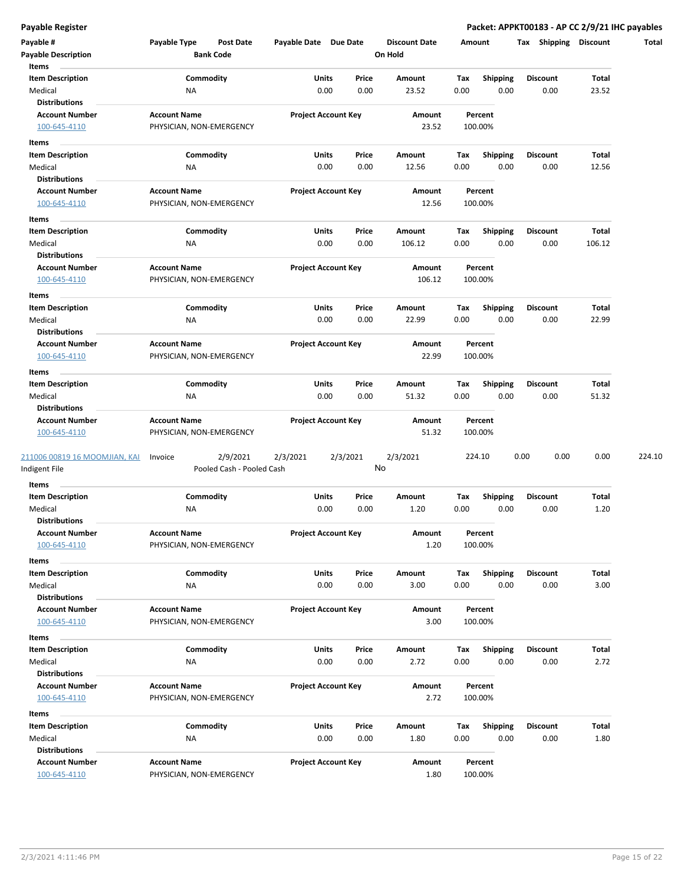**Payable Register**

**Packet: APPKT00183 - AP CC 2/9/21 IHC payables**

| Payable # | Payable Type | Post Date | Payable Date | Due Date | Discount Date | Amount | Tax | Shipping | Discount | Total |
|---|---|---|---|---|---|---|---|---|---|---|
| **Payable Description** | | **Bank Code** | | | **On Hold** | | | | | |

**Items**

| Item Description | Commodity | Units | Price | Amount | Tax | Shipping | Discount | Total |
|---|---|---|---|---|---|---|---|---|
| Medical | NA | 0.00 | 0.00 | 23.52 | 0.00 | 0.00 | 0.00 | 23.52 |

**Distributions**

| Account Number | Account Name | Project Account Key | Amount | Percent |
|---|---|---|---|---|
| 100-645-4110 | PHYSICIAN, NON-EMERGENCY | | 23.52 | 100.00% |

**Items**

| Item Description | Commodity | Units | Price | Amount | Tax | Shipping | Discount | Total |
|---|---|---|---|---|---|---|---|---|
| Medical | NA | 0.00 | 0.00 | 12.56 | 0.00 | 0.00 | 0.00 | 12.56 |

**Distributions**

| Account Number | Account Name | Project Account Key | Amount | Percent |
|---|---|---|---|---|
| 100-645-4110 | PHYSICIAN, NON-EMERGENCY | | 12.56 | 100.00% |

**Items**

| Item Description | Commodity | Units | Price | Amount | Tax | Shipping | Discount | Total |
|---|---|---|---|---|---|---|---|---|
| Medical | NA | 0.00 | 0.00 | 106.12 | 0.00 | 0.00 | 0.00 | 106.12 |

**Distributions**

| Account Number | Account Name | Project Account Key | Amount | Percent |
|---|---|---|---|---|
| 100-645-4110 | PHYSICIAN, NON-EMERGENCY | | 106.12 | 100.00% |

**Items**

| Item Description | Commodity | Units | Price | Amount | Tax | Shipping | Discount | Total |
|---|---|---|---|---|---|---|---|---|
| Medical | NA | 0.00 | 0.00 | 22.99 | 0.00 | 0.00 | 0.00 | 22.99 |

**Distributions**

| Account Number | Account Name | Project Account Key | Amount | Percent |
|---|---|---|---|---|
| 100-645-4110 | PHYSICIAN, NON-EMERGENCY | | 22.99 | 100.00% |

**Items**

| Item Description | Commodity | Units | Price | Amount | Tax | Shipping | Discount | Total |
|---|---|---|---|---|---|---|---|---|
| Medical | NA | 0.00 | 0.00 | 51.32 | 0.00 | 0.00 | 0.00 | 51.32 |

**Distributions**

| Account Number | Account Name | Project Account Key | Amount | Percent |
|---|---|---|---|---|
| 100-645-4110 | PHYSICIAN, NON-EMERGENCY | | 51.32 | 100.00% |

| Payable # | Payable Type | Post Date | Payable Date | Due Date | Discount Date | Amount | Tax | Shipping | Discount | Total |
|---|---|---|---|---|---|---|---|---|---|---|
| 211006 00819 16 MOOMJIAN, KAI | Invoice | 2/9/2021 | 2/3/2021 | 2/3/2021 | 2/3/2021 | 224.10 | 0.00 | 0.00 | 0.00 | 224.10 |
| Indigent File | | Pooled Cash - Pooled Cash | | | No | | | | | |

**Items**

| Item Description | Commodity | Units | Price | Amount | Tax | Shipping | Discount | Total |
|---|---|---|---|---|---|---|---|---|
| Medical | NA | 0.00 | 0.00 | 1.20 | 0.00 | 0.00 | 0.00 | 1.20 |

**Distributions**

| Account Number | Account Name | Project Account Key | Amount | Percent |
|---|---|---|---|---|
| 100-645-4110 | PHYSICIAN, NON-EMERGENCY | | 1.20 | 100.00% |

**Items**

| Item Description | Commodity | Units | Price | Amount | Tax | Shipping | Discount | Total |
|---|---|---|---|---|---|---|---|---|
| Medical | NA | 0.00 | 0.00 | 3.00 | 0.00 | 0.00 | 0.00 | 3.00 |

**Distributions**

| Account Number | Account Name | Project Account Key | Amount | Percent |
|---|---|---|---|---|
| 100-645-4110 | PHYSICIAN, NON-EMERGENCY | | 3.00 | 100.00% |

**Items**

| Item Description | Commodity | Units | Price | Amount | Tax | Shipping | Discount | Total |
|---|---|---|---|---|---|---|---|---|
| Medical | NA | 0.00 | 0.00 | 2.72 | 0.00 | 0.00 | 0.00 | 2.72 |

**Distributions**

| Account Number | Account Name | Project Account Key | Amount | Percent |
|---|---|---|---|---|
| 100-645-4110 | PHYSICIAN, NON-EMERGENCY | | 2.72 | 100.00% |

**Items**

| Item Description | Commodity | Units | Price | Amount | Tax | Shipping | Discount | Total |
|---|---|---|---|---|---|---|---|---|
| Medical | NA | 0.00 | 0.00 | 1.80 | 0.00 | 0.00 | 0.00 | 1.80 |

**Distributions**

| Account Number | Account Name | Project Account Key | Amount | Percent |
|---|---|---|---|---|
| 100-645-4110 | PHYSICIAN, NON-EMERGENCY | | 1.80 | 100.00% |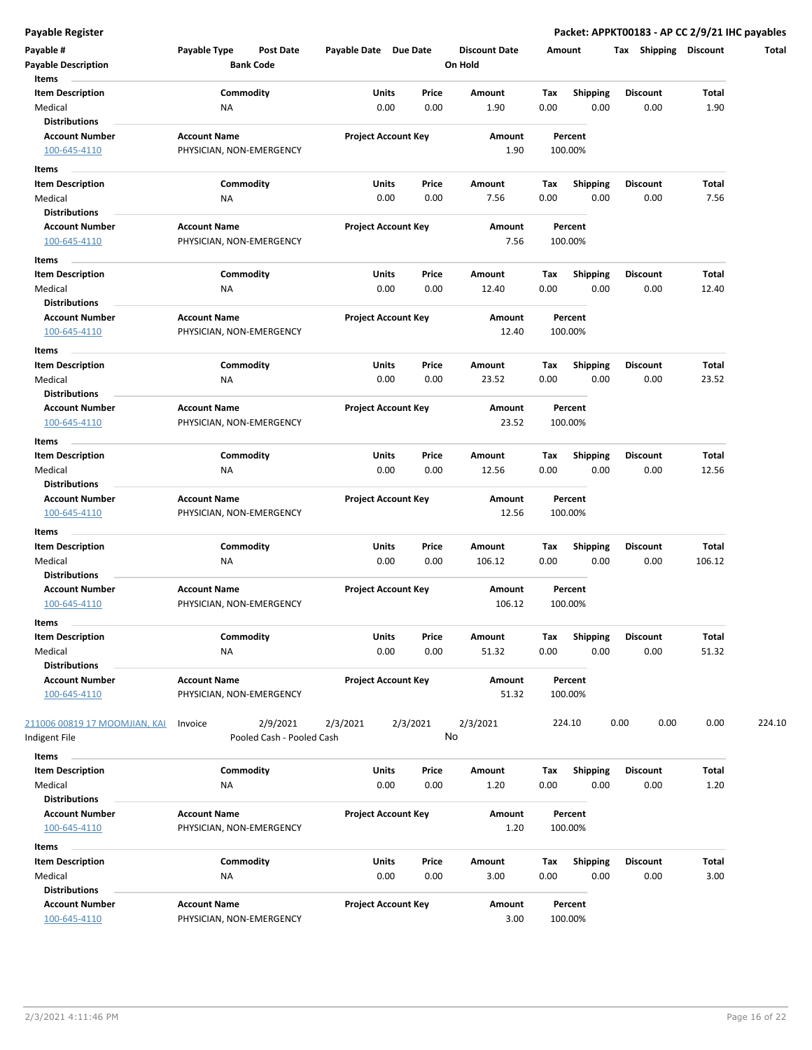| Payable # | Payable Type | Post Date | Payable Date | Due Date | Discount Date | Amount | Tax | Shipping | Discount | Total |
|---|---|---|---|---|---|---|---|---|---|---|
| Payable Description | | Bank Code | | | On Hold | | | | | |

**Items**

| Item Description | Commodity | Units | Price | Amount | Tax | Shipping | Discount | Total |
|---|---|---|---|---|---|---|---|---|
| Medical | NA | 0.00 | 0.00 | 1.90 | 0.00 | 0.00 | 0.00 | 1.90 |

**Distributions**

| Account Number | Account Name | Project Account Key | Amount | Percent |
|---|---|---|---|---|
| 100-645-4110 | PHYSICIAN, NON-EMERGENCY | | 1.90 | 100.00% |

**Items**

| Item Description | Commodity | Units | Price | Amount | Tax | Shipping | Discount | Total |
|---|---|---|---|---|---|---|---|---|
| Medical | NA | 0.00 | 0.00 | 7.56 | 0.00 | 0.00 | 0.00 | 7.56 |

**Distributions**

| Account Number | Account Name | Project Account Key | Amount | Percent |
|---|---|---|---|---|
| 100-645-4110 | PHYSICIAN, NON-EMERGENCY | | 7.56 | 100.00% |

**Items**

| Item Description | Commodity | Units | Price | Amount | Tax | Shipping | Discount | Total |
|---|---|---|---|---|---|---|---|---|
| Medical | NA | 0.00 | 0.00 | 12.40 | 0.00 | 0.00 | 0.00 | 12.40 |

**Distributions**

| Account Number | Account Name | Project Account Key | Amount | Percent |
|---|---|---|---|---|
| 100-645-4110 | PHYSICIAN, NON-EMERGENCY | | 12.40 | 100.00% |

**Items**

| Item Description | Commodity | Units | Price | Amount | Tax | Shipping | Discount | Total |
|---|---|---|---|---|---|---|---|---|
| Medical | NA | 0.00 | 0.00 | 23.52 | 0.00 | 0.00 | 0.00 | 23.52 |

**Distributions**

| Account Number | Account Name | Project Account Key | Amount | Percent |
|---|---|---|---|---|
| 100-645-4110 | PHYSICIAN, NON-EMERGENCY | | 23.52 | 100.00% |

**Items**

| Item Description | Commodity | Units | Price | Amount | Tax | Shipping | Discount | Total |
|---|---|---|---|---|---|---|---|---|
| Medical | NA | 0.00 | 0.00 | 12.56 | 0.00 | 0.00 | 0.00 | 12.56 |

**Distributions**

| Account Number | Account Name | Project Account Key | Amount | Percent |
|---|---|---|---|---|
| 100-645-4110 | PHYSICIAN, NON-EMERGENCY | | 12.56 | 100.00% |

**Items**

| Item Description | Commodity | Units | Price | Amount | Tax | Shipping | Discount | Total |
|---|---|---|---|---|---|---|---|---|
| Medical | NA | 0.00 | 0.00 | 106.12 | 0.00 | 0.00 | 0.00 | 106.12 |

**Distributions**

| Account Number | Account Name | Project Account Key | Amount | Percent |
|---|---|---|---|---|
| 100-645-4110 | PHYSICIAN, NON-EMERGENCY | | 106.12 | 100.00% |

**Items**

| Item Description | Commodity | Units | Price | Amount | Tax | Shipping | Discount | Total |
|---|---|---|---|---|---|---|---|---|
| Medical | NA | 0.00 | 0.00 | 51.32 | 0.00 | 0.00 | 0.00 | 51.32 |

**Distributions**

| Account Number | Account Name | Project Account Key | Amount | Percent |
|---|---|---|---|---|
| 100-645-4110 | PHYSICIAN, NON-EMERGENCY | | 51.32 | 100.00% |

| Payable # | Payable Type | Post Date | Payable Date | Due Date | Discount Date | Amount | Tax | Shipping | Discount | Total |
|---|---|---|---|---|---|---|---|---|---|---|
| 211006 00819 17 MOOMJIAN, KAI | Invoice | 2/9/2021 | 2/3/2021 | 2/3/2021 | 2/3/2021 | 224.10 | 0.00 | 0.00 | 0.00 | 224.10 |
| Indigent File | | Pooled Cash - Pooled Cash | | | No | | | | | |

**Items**

| Item Description | Commodity | Units | Price | Amount | Tax | Shipping | Discount | Total |
|---|---|---|---|---|---|---|---|---|
| Medical | NA | 0.00 | 0.00 | 1.20 | 0.00 | 0.00 | 0.00 | 1.20 |

**Distributions**

| Account Number | Account Name | Project Account Key | Amount | Percent |
|---|---|---|---|---|
| 100-645-4110 | PHYSICIAN, NON-EMERGENCY | | 1.20 | 100.00% |

**Items**

| Item Description | Commodity | Units | Price | Amount | Tax | Shipping | Discount | Total |
|---|---|---|---|---|---|---|---|---|
| Medical | NA | 0.00 | 0.00 | 3.00 | 0.00 | 0.00 | 0.00 | 3.00 |

**Distributions**

| Account Number | Account Name | Project Account Key | Amount | Percent |
|---|---|---|---|---|
| 100-645-4110 | PHYSICIAN, NON-EMERGENCY | | 3.00 | 100.00% |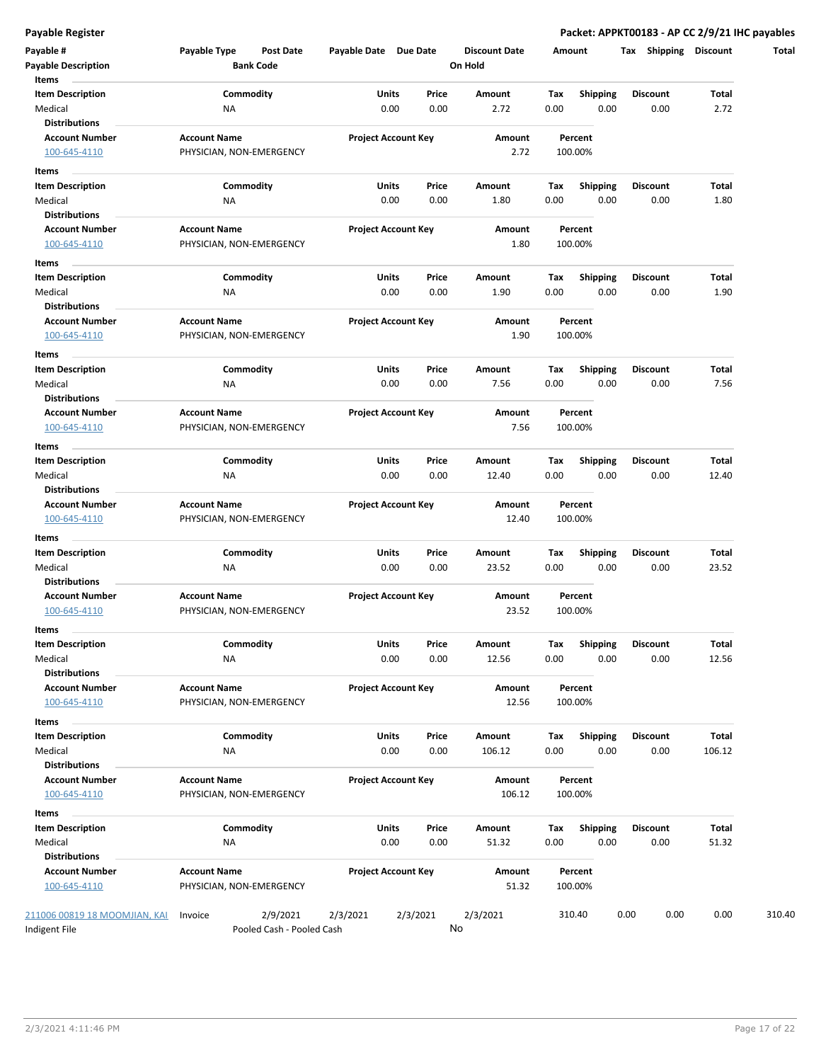**Payable Register** | **Packet: APPKT00183 - AP CC 2/9/21 IHC payables**

| Payable # | Payable Type | Post Date | Payable Date | Due Date | Discount Date | Amount | Tax | Shipping | Discount | Total |
|---|---|---|---|---|---|---|---|---|---|---|
| **Payable Description** | | **Bank Code** | | | **On Hold** | | | | | |

**Items**

| Item Description | Commodity | Units | Price | Amount | Tax | Shipping | Discount | Total |
|---|---|---|---|---|---|---|---|---|
| Medical | NA | 0.00 | 0.00 | 2.72 | 0.00 | 0.00 | 0.00 | 2.72 |

**Distributions**

| Account Number | Account Name | Project Account Key | Amount | Percent |
|---|---|---|---|---|
| 100-645-4110 | PHYSICIAN, NON-EMERGENCY | | 2.72 | 100.00% |

**Items**

| Item Description | Commodity | Units | Price | Amount | Tax | Shipping | Discount | Total |
|---|---|---|---|---|---|---|---|---|
| Medical | NA | 0.00 | 0.00 | 1.80 | 0.00 | 0.00 | 0.00 | 1.80 |

**Distributions**

| Account Number | Account Name | Project Account Key | Amount | Percent |
|---|---|---|---|---|
| 100-645-4110 | PHYSICIAN, NON-EMERGENCY | | 1.80 | 100.00% |

**Items**

| Item Description | Commodity | Units | Price | Amount | Tax | Shipping | Discount | Total |
|---|---|---|---|---|---|---|---|---|
| Medical | NA | 0.00 | 0.00 | 1.90 | 0.00 | 0.00 | 0.00 | 1.90 |

**Distributions**

| Account Number | Account Name | Project Account Key | Amount | Percent |
|---|---|---|---|---|
| 100-645-4110 | PHYSICIAN, NON-EMERGENCY | | 1.90 | 100.00% |

**Items**

| Item Description | Commodity | Units | Price | Amount | Tax | Shipping | Discount | Total |
|---|---|---|---|---|---|---|---|---|
| Medical | NA | 0.00 | 0.00 | 7.56 | 0.00 | 0.00 | 0.00 | 7.56 |

**Distributions**

| Account Number | Account Name | Project Account Key | Amount | Percent |
|---|---|---|---|---|
| 100-645-4110 | PHYSICIAN, NON-EMERGENCY | | 7.56 | 100.00% |

**Items**

| Item Description | Commodity | Units | Price | Amount | Tax | Shipping | Discount | Total |
|---|---|---|---|---|---|---|---|---|
| Medical | NA | 0.00 | 0.00 | 12.40 | 0.00 | 0.00 | 0.00 | 12.40 |

**Distributions**

| Account Number | Account Name | Project Account Key | Amount | Percent |
|---|---|---|---|---|
| 100-645-4110 | PHYSICIAN, NON-EMERGENCY | | 12.40 | 100.00% |

**Items**

| Item Description | Commodity | Units | Price | Amount | Tax | Shipping | Discount | Total |
|---|---|---|---|---|---|---|---|---|
| Medical | NA | 0.00 | 0.00 | 23.52 | 0.00 | 0.00 | 0.00 | 23.52 |

**Distributions**

| Account Number | Account Name | Project Account Key | Amount | Percent |
|---|---|---|---|---|
| 100-645-4110 | PHYSICIAN, NON-EMERGENCY | | 23.52 | 100.00% |

**Items**

| Item Description | Commodity | Units | Price | Amount | Tax | Shipping | Discount | Total |
|---|---|---|---|---|---|---|---|---|
| Medical | NA | 0.00 | 0.00 | 12.56 | 0.00 | 0.00 | 0.00 | 12.56 |

**Distributions**

| Account Number | Account Name | Project Account Key | Amount | Percent |
|---|---|---|---|---|
| 100-645-4110 | PHYSICIAN, NON-EMERGENCY | | 12.56 | 100.00% |

**Items**

| Item Description | Commodity | Units | Price | Amount | Tax | Shipping | Discount | Total |
|---|---|---|---|---|---|---|---|---|
| Medical | NA | 0.00 | 0.00 | 106.12 | 0.00 | 0.00 | 0.00 | 106.12 |

**Distributions**

| Account Number | Account Name | Project Account Key | Amount | Percent |
|---|---|---|---|---|
| 100-645-4110 | PHYSICIAN, NON-EMERGENCY | | 106.12 | 100.00% |

**Items**

| Item Description | Commodity | Units | Price | Amount | Tax | Shipping | Discount | Total |
|---|---|---|---|---|---|---|---|---|
| Medical | NA | 0.00 | 0.00 | 51.32 | 0.00 | 0.00 | 0.00 | 51.32 |

**Distributions**

| Account Number | Account Name | Project Account Key | Amount | Percent |
|---|---|---|---|---|
| 100-645-4110 | PHYSICIAN, NON-EMERGENCY | | 51.32 | 100.00% |

| Payable # | Payable Type | Post Date | Payable Date | Due Date | Discount Date | Amount | Tax | Shipping | Discount | Total |
|---|---|---|---|---|---|---|---|---|---|---|
| 211006 00819 18 MOOMJIAN, KAI | Invoice | 2/9/2021 | 2/3/2021 | 2/3/2021 | 2/3/2021 | 310.40 | 0.00 | 0.00 | 0.00 | 310.40 |
| Indigent File | | Pooled Cash - Pooled Cash | | | No | | | | | |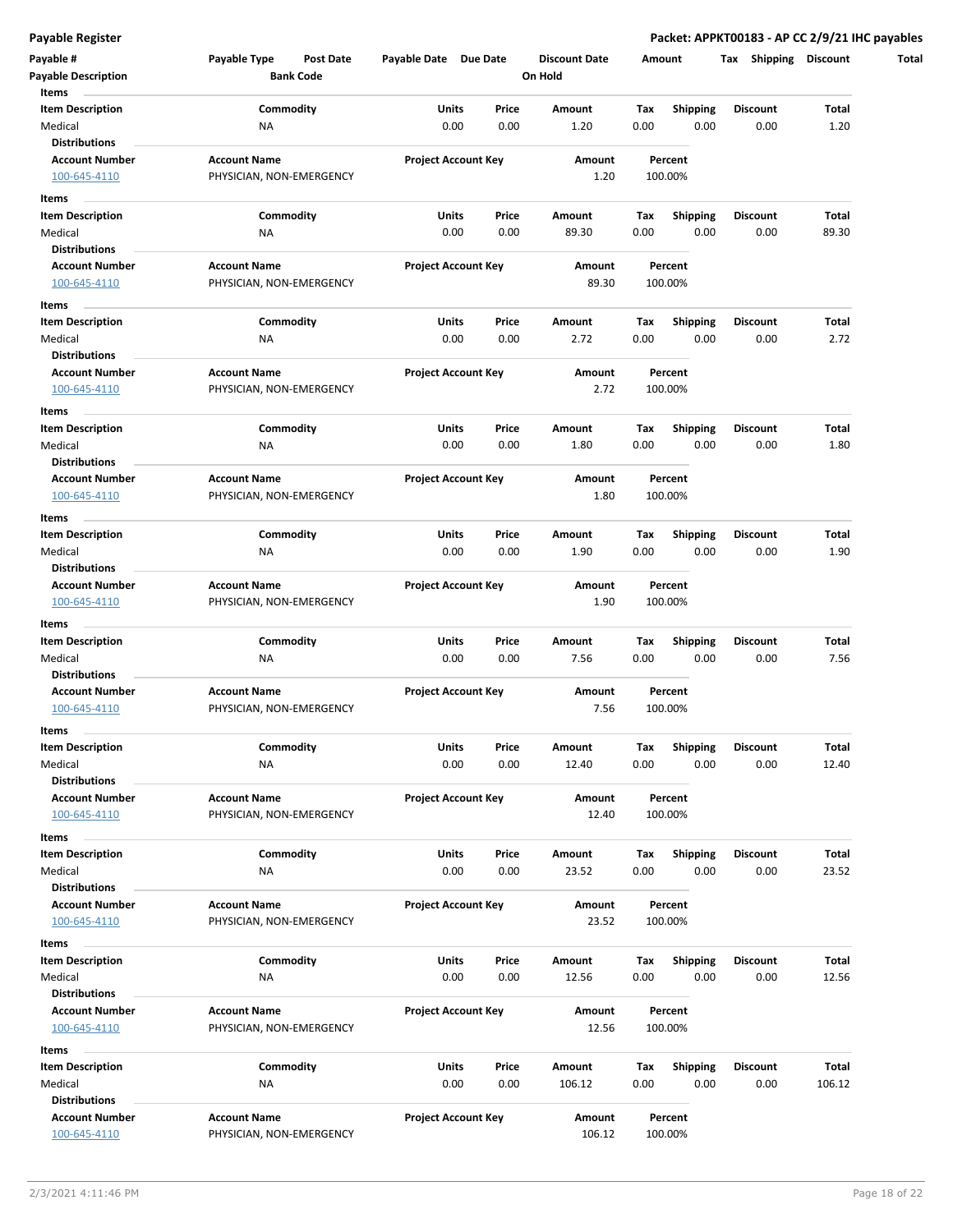| Payable # | Payable Type | Post Date | Payable Date | Due Date | Discount Date | Amount | Tax | Shipping | Discount | Total |
|---|---|---|---|---|---|---|---|---|---|---|
| Payable Description | | Bank Code | | | On Hold | | | | | |

**Items**

| Item Description | Commodity | Units | Price | Amount | Tax | Shipping | Discount | Total |
|---|---|---|---|---|---|---|---|---|
| Medical | NA | 0.00 | 0.00 | 1.20 | 0.00 | 0.00 | 0.00 | 1.20 |

**Distributions**

| Account Number | Account Name | Project Account Key | Amount | Percent |
|---|---|---|---|---|
| 100-645-4110 | PHYSICIAN, NON-EMERGENCY | | 1.20 | 100.00% |

**Items**

| Item Description | Commodity | Units | Price | Amount | Tax | Shipping | Discount | Total |
|---|---|---|---|---|---|---|---|---|
| Medical | NA | 0.00 | 0.00 | 89.30 | 0.00 | 0.00 | 0.00 | 89.30 |

**Distributions**

| Account Number | Account Name | Project Account Key | Amount | Percent |
|---|---|---|---|---|
| 100-645-4110 | PHYSICIAN, NON-EMERGENCY | | 89.30 | 100.00% |

**Items**

| Item Description | Commodity | Units | Price | Amount | Tax | Shipping | Discount | Total |
|---|---|---|---|---|---|---|---|---|
| Medical | NA | 0.00 | 0.00 | 2.72 | 0.00 | 0.00 | 0.00 | 2.72 |

**Distributions**

| Account Number | Account Name | Project Account Key | Amount | Percent |
|---|---|---|---|---|
| 100-645-4110 | PHYSICIAN, NON-EMERGENCY | | 2.72 | 100.00% |

**Items**

| Item Description | Commodity | Units | Price | Amount | Tax | Shipping | Discount | Total |
|---|---|---|---|---|---|---|---|---|
| Medical | NA | 0.00 | 0.00 | 1.80 | 0.00 | 0.00 | 0.00 | 1.80 |

**Distributions**

| Account Number | Account Name | Project Account Key | Amount | Percent |
|---|---|---|---|---|
| 100-645-4110 | PHYSICIAN, NON-EMERGENCY | | 1.80 | 100.00% |

**Items**

| Item Description | Commodity | Units | Price | Amount | Tax | Shipping | Discount | Total |
|---|---|---|---|---|---|---|---|---|
| Medical | NA | 0.00 | 0.00 | 1.90 | 0.00 | 0.00 | 0.00 | 1.90 |

**Distributions**

| Account Number | Account Name | Project Account Key | Amount | Percent |
|---|---|---|---|---|
| 100-645-4110 | PHYSICIAN, NON-EMERGENCY | | 1.90 | 100.00% |

**Items**

| Item Description | Commodity | Units | Price | Amount | Tax | Shipping | Discount | Total |
|---|---|---|---|---|---|---|---|---|
| Medical | NA | 0.00 | 0.00 | 7.56 | 0.00 | 0.00 | 0.00 | 7.56 |

**Distributions**

| Account Number | Account Name | Project Account Key | Amount | Percent |
|---|---|---|---|---|
| 100-645-4110 | PHYSICIAN, NON-EMERGENCY | | 7.56 | 100.00% |

**Items**

| Item Description | Commodity | Units | Price | Amount | Tax | Shipping | Discount | Total |
|---|---|---|---|---|---|---|---|---|
| Medical | NA | 0.00 | 0.00 | 12.40 | 0.00 | 0.00 | 0.00 | 12.40 |

**Distributions**

| Account Number | Account Name | Project Account Key | Amount | Percent |
|---|---|---|---|---|
| 100-645-4110 | PHYSICIAN, NON-EMERGENCY | | 12.40 | 100.00% |

**Items**

| Item Description | Commodity | Units | Price | Amount | Tax | Shipping | Discount | Total |
|---|---|---|---|---|---|---|---|---|
| Medical | NA | 0.00 | 0.00 | 23.52 | 0.00 | 0.00 | 0.00 | 23.52 |

**Distributions**

| Account Number | Account Name | Project Account Key | Amount | Percent |
|---|---|---|---|---|
| 100-645-4110 | PHYSICIAN, NON-EMERGENCY | | 23.52 | 100.00% |

**Items**

| Item Description | Commodity | Units | Price | Amount | Tax | Shipping | Discount | Total |
|---|---|---|---|---|---|---|---|---|
| Medical | NA | 0.00 | 0.00 | 12.56 | 0.00 | 0.00 | 0.00 | 12.56 |

**Distributions**

| Account Number | Account Name | Project Account Key | Amount | Percent |
|---|---|---|---|---|
| 100-645-4110 | PHYSICIAN, NON-EMERGENCY | | 12.56 | 100.00% |

**Items**

| Item Description | Commodity | Units | Price | Amount | Tax | Shipping | Discount | Total |
|---|---|---|---|---|---|---|---|---|
| Medical | NA | 0.00 | 0.00 | 106.12 | 0.00 | 0.00 | 0.00 | 106.12 |

**Distributions**

| Account Number | Account Name | Project Account Key | Amount | Percent |
|---|---|---|---|---|
| 100-645-4110 | PHYSICIAN, NON-EMERGENCY | | 106.12 | 100.00% |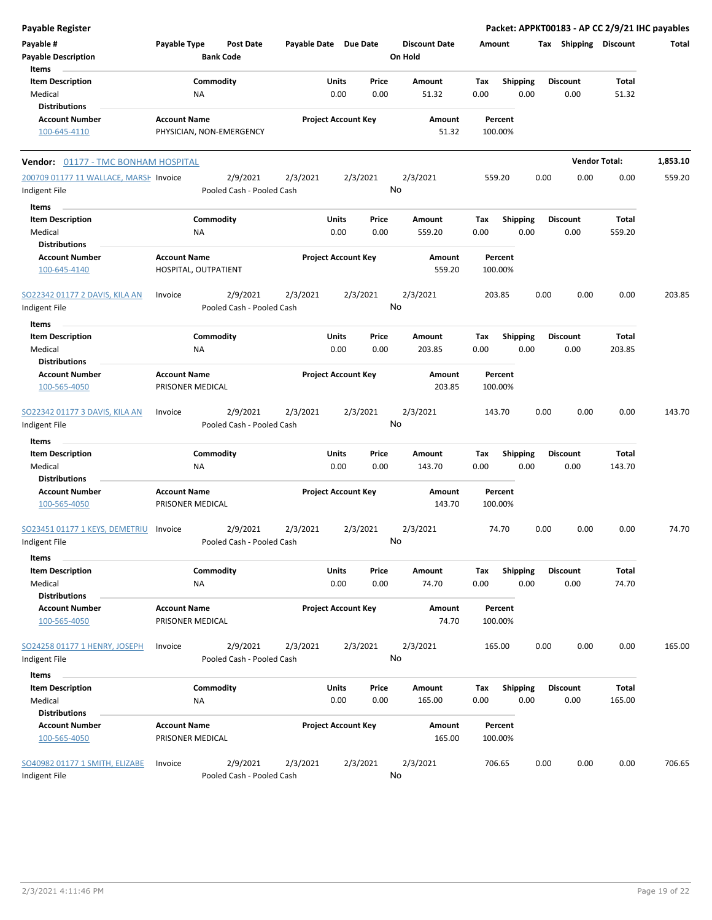**Payable Register** — **Packet: APPKT00183 - AP CC 2/9/21 IHC payables**

| Payable # | Payable Type | Post Date | Payable Date | Due Date | Discount Date | Amount | Tax | Shipping | Discount | Total |
|---|---|---|---|---|---|---|---|---|---|---|
| Payable Description | | Bank Code | | | On Hold | | | | | |

Items

| Item Description | Commodity | Units | Price | Amount | Tax | Shipping | Discount | Total |
|---|---|---|---|---|---|---|---|---|
| Medical | NA | 0.00 | 0.00 | 51.32 | 0.00 | 0.00 | 0.00 | 51.32 |

Distributions

| Account Number | Account Name | Project Account Key | Amount | Percent |
|---|---|---|---|---|
| 100-645-4110 | PHYSICIAN, NON-EMERGENCY | | 51.32 | 100.00% |

**Vendor:** 01177 - TMC BONHAM HOSPITAL — **Vendor Total: 1,853.10**

| Payable # | Payable Type | Post Date | Payable Date | Due Date | Discount Date | Amount | Tax | Shipping | Discount | Total |
|---|---|---|---|---|---|---|---|---|---|---|
| 200709 01177 11 WALLACE, MARSH | Invoice | 2/9/2021 | 2/3/2021 | 2/3/2021 | 2/3/2021 | 559.20 | 0.00 | 0.00 | 0.00 | 559.20 |
| Indigent File | | Pooled Cash - Pooled Cash | | | No | | | | | |

Items

| Item Description | Commodity | Units | Price | Amount | Tax | Shipping | Discount | Total |
|---|---|---|---|---|---|---|---|---|
| Medical | NA | 0.00 | 0.00 | 559.20 | 0.00 | 0.00 | 0.00 | 559.20 |

Distributions

| Account Number | Account Name | Project Account Key | Amount | Percent |
|---|---|---|---|---|
| 100-645-4140 | HOSPITAL, OUTPATIENT | | 559.20 | 100.00% |

| Payable # | Payable Type | Post Date | Payable Date | Due Date | Discount Date | Amount | Tax | Shipping | Discount | Total |
|---|---|---|---|---|---|---|---|---|---|---|
| SO22342 01177 2 DAVIS, KILA AN | Invoice | 2/9/2021 | 2/3/2021 | 2/3/2021 | 2/3/2021 | 203.85 | 0.00 | 0.00 | 0.00 | 203.85 |
| Indigent File | | Pooled Cash - Pooled Cash | | | No | | | | | |

Items

| Item Description | Commodity | Units | Price | Amount | Tax | Shipping | Discount | Total |
|---|---|---|---|---|---|---|---|---|
| Medical | NA | 0.00 | 0.00 | 203.85 | 0.00 | 0.00 | 0.00 | 203.85 |

Distributions

| Account Number | Account Name | Project Account Key | Amount | Percent |
|---|---|---|---|---|
| 100-565-4050 | PRISONER MEDICAL | | 203.85 | 100.00% |

| Payable # | Payable Type | Post Date | Payable Date | Due Date | Discount Date | Amount | Tax | Shipping | Discount | Total |
|---|---|---|---|---|---|---|---|---|---|---|
| SO22342 01177 3 DAVIS, KILA AN | Invoice | 2/9/2021 | 2/3/2021 | 2/3/2021 | 2/3/2021 | 143.70 | 0.00 | 0.00 | 0.00 | 143.70 |
| Indigent File | | Pooled Cash - Pooled Cash | | | No | | | | | |

Items

| Item Description | Commodity | Units | Price | Amount | Tax | Shipping | Discount | Total |
|---|---|---|---|---|---|---|---|---|
| Medical | NA | 0.00 | 0.00 | 143.70 | 0.00 | 0.00 | 0.00 | 143.70 |

Distributions

| Account Number | Account Name | Project Account Key | Amount | Percent |
|---|---|---|---|---|
| 100-565-4050 | PRISONER MEDICAL | | 143.70 | 100.00% |

| Payable # | Payable Type | Post Date | Payable Date | Due Date | Discount Date | Amount | Tax | Shipping | Discount | Total |
|---|---|---|---|---|---|---|---|---|---|---|
| SO23451 01177 1 KEYS, DEMETRIU | Invoice | 2/9/2021 | 2/3/2021 | 2/3/2021 | 2/3/2021 | 74.70 | 0.00 | 0.00 | 0.00 | 74.70 |
| Indigent File | | Pooled Cash - Pooled Cash | | | No | | | | | |

Items

| Item Description | Commodity | Units | Price | Amount | Tax | Shipping | Discount | Total |
|---|---|---|---|---|---|---|---|---|
| Medical | NA | 0.00 | 0.00 | 74.70 | 0.00 | 0.00 | 0.00 | 74.70 |

Distributions

| Account Number | Account Name | Project Account Key | Amount | Percent |
|---|---|---|---|---|
| 100-565-4050 | PRISONER MEDICAL | | 74.70 | 100.00% |

| Payable # | Payable Type | Post Date | Payable Date | Due Date | Discount Date | Amount | Tax | Shipping | Discount | Total |
|---|---|---|---|---|---|---|---|---|---|---|
| SO24258 01177 1 HENRY, JOSEPH | Invoice | 2/9/2021 | 2/3/2021 | 2/3/2021 | 2/3/2021 | 165.00 | 0.00 | 0.00 | 0.00 | 165.00 |
| Indigent File | | Pooled Cash - Pooled Cash | | | No | | | | | |

Items

| Item Description | Commodity | Units | Price | Amount | Tax | Shipping | Discount | Total |
|---|---|---|---|---|---|---|---|---|
| Medical | NA | 0.00 | 0.00 | 165.00 | 0.00 | 0.00 | 0.00 | 165.00 |

Distributions

| Account Number | Account Name | Project Account Key | Amount | Percent |
|---|---|---|---|---|
| 100-565-4050 | PRISONER MEDICAL | | 165.00 | 100.00% |

| Payable # | Payable Type | Post Date | Payable Date | Due Date | Discount Date | Amount | Tax | Shipping | Discount | Total |
|---|---|---|---|---|---|---|---|---|---|---|
| SO40982 01177 1 SMITH, ELIZABE | Invoice | 2/9/2021 | 2/3/2021 | 2/3/2021 | 2/3/2021 | 706.65 | 0.00 | 0.00 | 0.00 | 706.65 |
| Indigent File | | Pooled Cash - Pooled Cash | | | No | | | | | |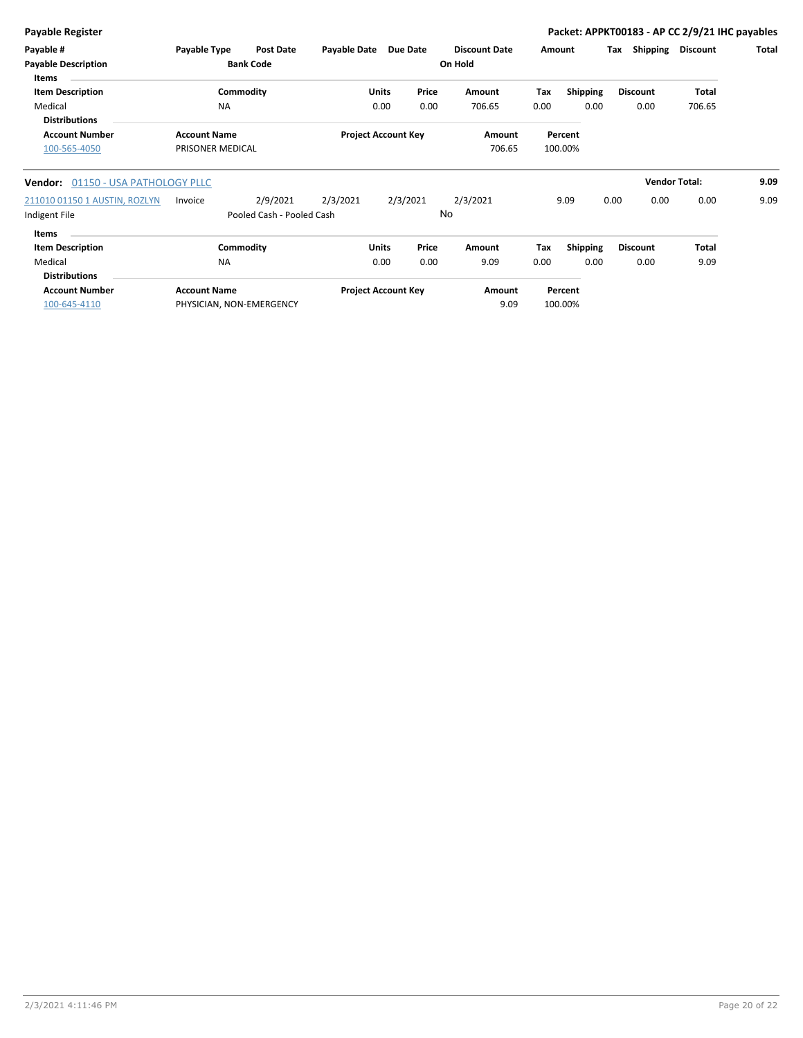**Payable Register** — **Packet: APPKT00183 - AP CC 2/9/21 IHC payables**

| Payable # / Payable Description | Payable Type | Post Date / Bank Code | Payable Date | Due Date | Discount Date / On Hold | Amount | Tax | Shipping | Discount | Total |
|---|---|---|---|---|---|---|---|---|---|---|

**Items**

| Item Description | Commodity | Units | Price | Amount | Tax | Shipping | Discount | Total |
|---|---|---|---|---|---|---|---|---|
| Medical | NA | 0.00 | 0.00 | 706.65 | 0.00 | 0.00 | 0.00 | 706.65 |

**Distributions**

| Account Number | Account Name | Project Account Key | Amount | Percent |
|---|---|---|---|---|
| 100-565-4050 | PRISONER MEDICAL | | 706.65 | 100.00% |

---

**Vendor: 01150 - USA PATHOLOGY PLLC** — **Vendor Total: 9.09**

| Payable # / Payable Description | Payable Type | Post Date / Bank Code | Payable Date | Due Date | Discount Date / On Hold | Amount | Tax | Shipping | Discount | Total |
|---|---|---|---|---|---|---|---|---|---|---|
| 211010 01150 1 AUSTIN, ROZLYN / Indigent File | Invoice | 2/9/2021 / Pooled Cash - Pooled Cash | 2/3/2021 | 2/3/2021 | 2/3/2021 / No | 9.09 | 0.00 | 0.00 | 0.00 | 9.09 |

**Items**

| Item Description | Commodity | Units | Price | Amount | Tax | Shipping | Discount | Total |
|---|---|---|---|---|---|---|---|---|
| Medical | NA | 0.00 | 0.00 | 9.09 | 0.00 | 0.00 | 0.00 | 9.09 |

**Distributions**

| Account Number | Account Name | Project Account Key | Amount | Percent |
|---|---|---|---|---|
| 100-645-4110 | PHYSICIAN, NON-EMERGENCY | | 9.09 | 100.00% |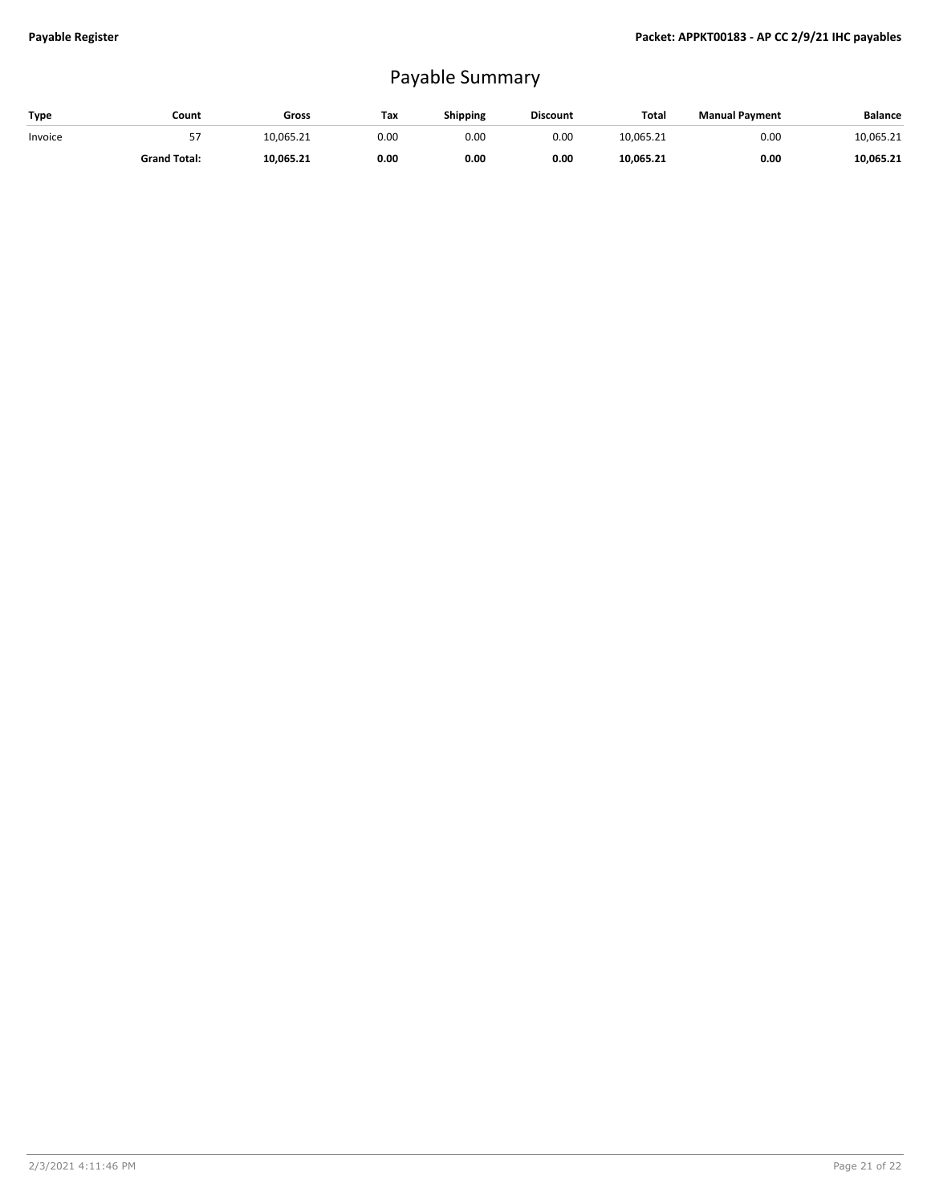# Payable Summary

| Type | Count | Gross | Tax | Shipping | Discount | Total | Manual Payment | Balance |
|---|---|---|---|---|---|---|---|---|
| Invoice | 57 | 10,065.21 | 0.00 | 0.00 | 0.00 | 10,065.21 | 0.00 | 10,065.21 |
| | **Grand Total:** | **10,065.21** | **0.00** | **0.00** | **0.00** | **10,065.21** | **0.00** | **10,065.21** |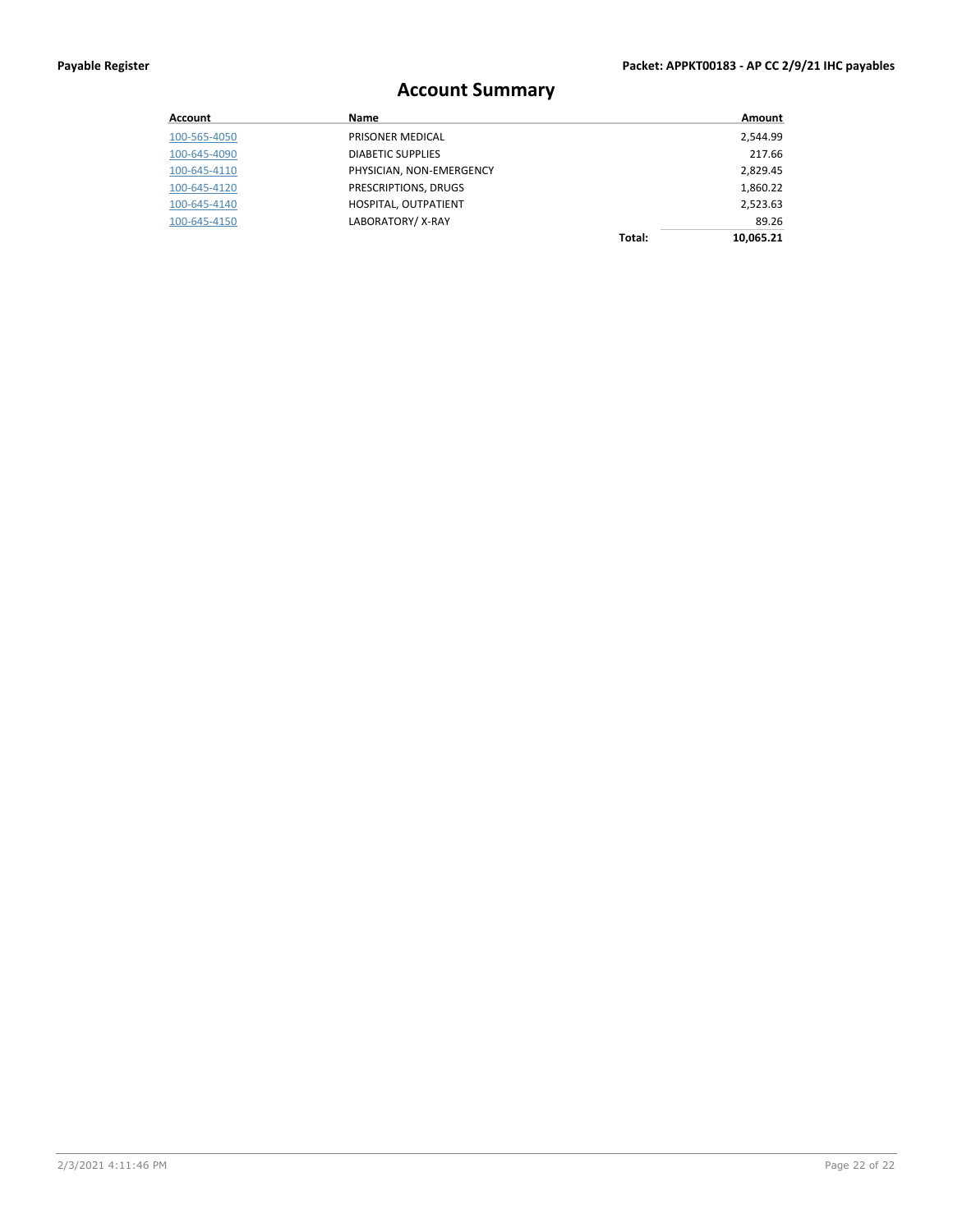# Account Summary

| Account | Name | | Amount |
| --- | --- | --- | --- |
| 100-565-4050 | PRISONER MEDICAL | | 2,544.99 |
| 100-645-4090 | DIABETIC SUPPLIES | | 217.66 |
| 100-645-4110 | PHYSICIAN, NON-EMERGENCY | | 2,829.45 |
| 100-645-4120 | PRESCRIPTIONS, DRUGS | | 1,860.22 |
| 100-645-4140 | HOSPITAL, OUTPATIENT | | 2,523.63 |
| 100-645-4150 | LABORATORY/ X-RAY | | 89.26 |
| | | **Total:** | **10,065.21** |